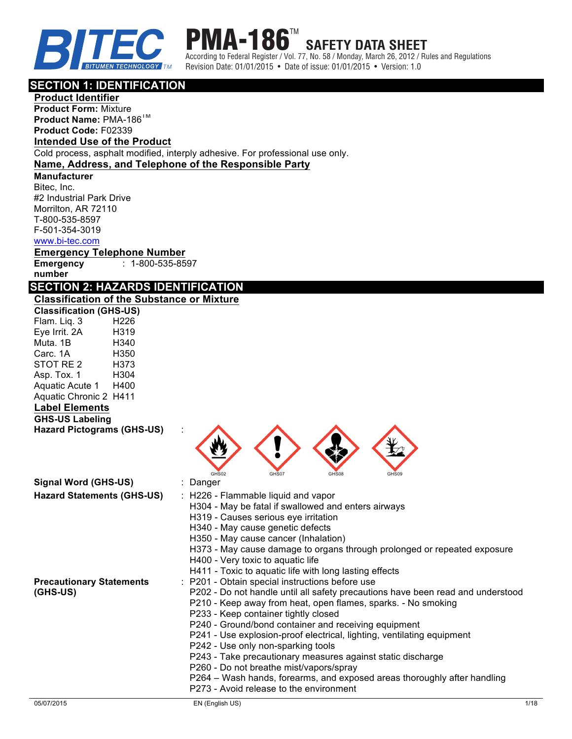# PMA-186™ SAFETY DATA SHEET

According to Federal Register / Vol. 77, No. 58 / Monday, March 26, 2012 / Rules and Regulations
Revision Date: 01/01/2015 • Date of issue: 01/01/2015 • Version: 1.0

## SECTION 1: IDENTIFICATION

### Product Identifier

**Product Form:** Mixture
**Product Name:** PMA-186™
**Product Code:** F02339

### Intended Use of the Product

Cold process, asphalt modified, interply adhesive. For professional use only.

### Name, Address, and Telephone of the Responsible Party

**Manufacturer**
Bitec, Inc.
#2 Industrial Park Drive
Morrilton, AR 72110
T-800-535-8597
F-501-354-3019
www.bi-tec.com

### Emergency Telephone Number

**Emergency number** : 1-800-535-8597

## SECTION 2: HAZARDS IDENTIFICATION

### Classification of the Substance or Mixture

**Classification (GHS-US)**

| | |
|---|---|
| Flam. Liq. 3 | H226 |
| Eye Irrit. 2A | H319 |
| Muta. 1B | H340 |
| Carc. 1A | H350 |
| STOT RE 2 | H373 |
| Asp. Tox. 1 | H304 |
| Aquatic Acute 1 | H400 |
| Aquatic Chronic 2 | H411 |

### Label Elements

**GHS-US Labeling**

**Hazard Pictograms (GHS-US)** : GHS02 GHS07 GHS08 GHS09

**Signal Word (GHS-US)** : Danger

**Hazard Statements (GHS-US)** :
H226 - Flammable liquid and vapor
H304 - May be fatal if swallowed and enters airways
H319 - Causes serious eye irritation
H340 - May cause genetic defects
H350 - May cause cancer (Inhalation)
H373 - May cause damage to organs through prolonged or repeated exposure
H400 - Very toxic to aquatic life
H411 - Toxic to aquatic life with long lasting effects

**Precautionary Statements (GHS-US)** :
P201 - Obtain special instructions before use
P202 - Do not handle until all safety precautions have been read and understood
P210 - Keep away from heat, open flames, sparks. - No smoking
P233 - Keep container tightly closed
P240 - Ground/bond container and receiving equipment
P241 - Use explosion-proof electrical, lighting, ventilating equipment
P242 - Use only non-sparking tools
P243 - Take precautionary measures against static discharge
P260 - Do not breathe mist/vapors/spray
P264 – Wash hands, forearms, and exposed areas thoroughly after handling
P273 - Avoid release to the environment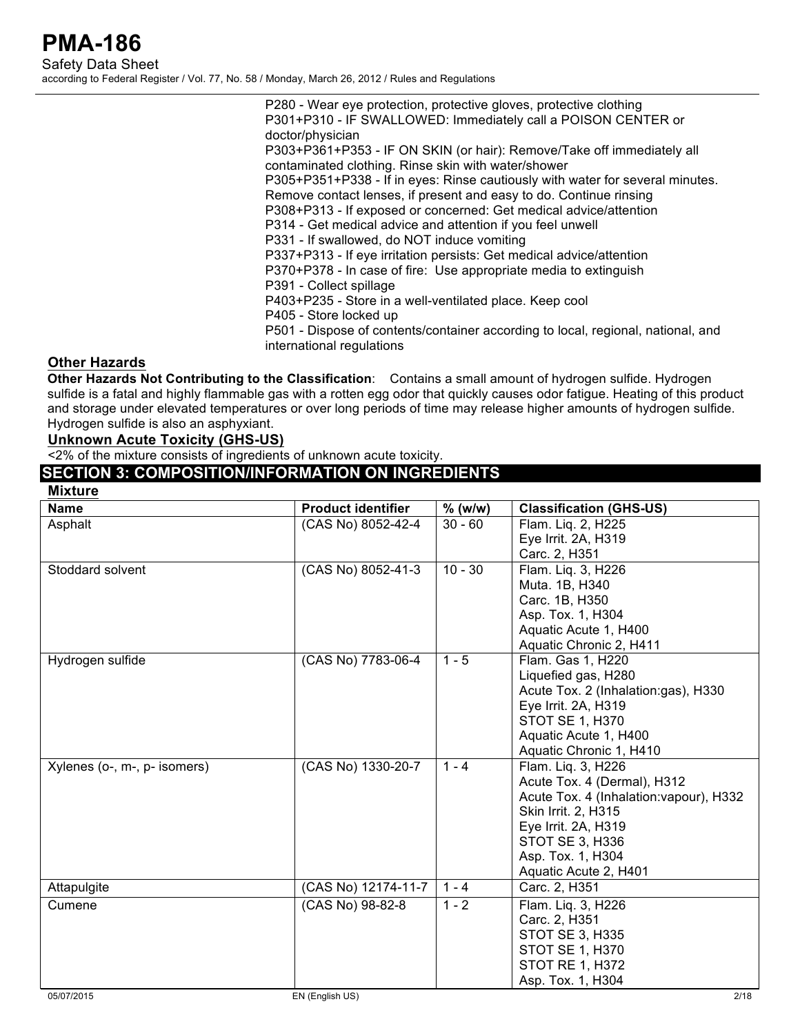P280 - Wear eye protection, protective gloves, protective clothing
P301+P310 - IF SWALLOWED: Immediately call a POISON CENTER or doctor/physician
P303+P361+P353 - IF ON SKIN (or hair): Remove/Take off immediately all contaminated clothing. Rinse skin with water/shower
P305+P351+P338 - If in eyes: Rinse cautiously with water for several minutes. Remove contact lenses, if present and easy to do. Continue rinsing
P308+P313 - If exposed or concerned: Get medical advice/attention
P314 - Get medical advice and attention if you feel unwell
P331 - If swallowed, do NOT induce vomiting
P337+P313 - If eye irritation persists: Get medical advice/attention
P370+P378 - In case of fire: Use appropriate media to extinguish
P391 - Collect spillage
P403+P235 - Store in a well-ventilated place. Keep cool
P405 - Store locked up
P501 - Dispose of contents/container according to local, regional, national, and international regulations

### Other Hazards

**Other Hazards Not Contributing to the Classification**: Contains a small amount of hydrogen sulfide. Hydrogen sulfide is a fatal and highly flammable gas with a rotten egg odor that quickly causes odor fatigue. Heating of this product and storage under elevated temperatures or over long periods of time may release higher amounts of hydrogen sulfide. Hydrogen sulfide is also an asphyxiant.

### Unknown Acute Toxicity (GHS-US)

<2% of the mixture consists of ingredients of unknown acute toxicity.

## SECTION 3: COMPOSITION/INFORMATION ON INGREDIENTS

### Mixture

| Name | Product identifier | % (w/w) | Classification (GHS-US) |
|---|---|---|---|
| Asphalt | (CAS No) 8052-42-4 | 30 - 60 | Flam. Liq. 2, H225<br>Eye Irrit. 2A, H319<br>Carc. 2, H351 |
| Stoddard solvent | (CAS No) 8052-41-3 | 10 - 30 | Flam. Liq. 3, H226<br>Muta. 1B, H340<br>Carc. 1B, H350<br>Asp. Tox. 1, H304<br>Aquatic Acute 1, H400<br>Aquatic Chronic 2, H411 |
| Hydrogen sulfide | (CAS No) 7783-06-4 | 1 - 5 | Flam. Gas 1, H220<br>Liquefied gas, H280<br>Acute Tox. 2 (Inhalation:gas), H330<br>Eye Irrit. 2A, H319<br>STOT SE 1, H370<br>Aquatic Acute 1, H400<br>Aquatic Chronic 1, H410 |
| Xylenes (o-, m-, p- isomers) | (CAS No) 1330-20-7 | 1 - 4 | Flam. Liq. 3, H226<br>Acute Tox. 4 (Dermal), H312<br>Acute Tox. 4 (Inhalation:vapour), H332<br>Skin Irrit. 2, H315<br>Eye Irrit. 2A, H319<br>STOT SE 3, H336<br>Asp. Tox. 1, H304<br>Aquatic Acute 2, H401 |
| Attapulgite | (CAS No) 12174-11-7 | 1 - 4 | Carc. 2, H351 |
| Cumene | (CAS No) 98-82-8 | 1 - 2 | Flam. Liq. 3, H226<br>Carc. 2, H351<br>STOT SE 3, H335<br>STOT SE 1, H370<br>STOT RE 1, H372<br>Asp. Tox. 1, H304 |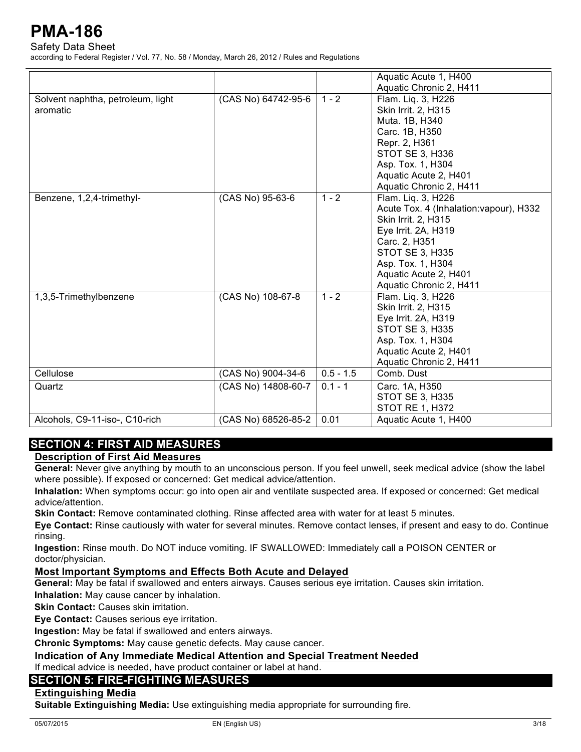| | | | |
|---|---|---|---|
| | | | Aquatic Acute 1, H400<br>Aquatic Chronic 2, H411 |
| Solvent naphtha, petroleum, light aromatic | (CAS No) 64742-95-6 | 1 - 2 | Flam. Liq. 3, H226<br>Skin Irrit. 2, H315<br>Muta. 1B, H340<br>Carc. 1B, H350<br>Repr. 2, H361<br>STOT SE 3, H336<br>Asp. Tox. 1, H304<br>Aquatic Acute 2, H401<br>Aquatic Chronic 2, H411 |
| Benzene, 1,2,4-trimethyl- | (CAS No) 95-63-6 | 1 - 2 | Flam. Liq. 3, H226<br>Acute Tox. 4 (Inhalation:vapour), H332<br>Skin Irrit. 2, H315<br>Eye Irrit. 2A, H319<br>Carc. 2, H351<br>STOT SE 3, H335<br>Asp. Tox. 1, H304<br>Aquatic Acute 2, H401<br>Aquatic Chronic 2, H411 |
| 1,3,5-Trimethylbenzene | (CAS No) 108-67-8 | 1 - 2 | Flam. Liq. 3, H226<br>Skin Irrit. 2, H315<br>Eye Irrit. 2A, H319<br>STOT SE 3, H335<br>Asp. Tox. 1, H304<br>Aquatic Acute 2, H401<br>Aquatic Chronic 2, H411 |
| Cellulose | (CAS No) 9004-34-6 | 0.5 - 1.5 | Comb. Dust |
| Quartz | (CAS No) 14808-60-7 | 0.1 - 1 | Carc. 1A, H350<br>STOT SE 3, H335<br>STOT RE 1, H372 |
| Alcohols, C9-11-iso-, C10-rich | (CAS No) 68526-85-2 | 0.01 | Aquatic Acute 1, H400 |

## SECTION 4: FIRST AID MEASURES

### Description of First Aid Measures

**General:** Never give anything by mouth to an unconscious person. If you feel unwell, seek medical advice (show the label where possible). If exposed or concerned: Get medical advice/attention.

**Inhalation:** When symptoms occur: go into open air and ventilate suspected area. If exposed or concerned: Get medical advice/attention.

**Skin Contact:** Remove contaminated clothing. Rinse affected area with water for at least 5 minutes.

**Eye Contact:** Rinse cautiously with water for several minutes. Remove contact lenses, if present and easy to do. Continue rinsing.

**Ingestion:** Rinse mouth. Do NOT induce vomiting. IF SWALLOWED: Immediately call a POISON CENTER or doctor/physician.

### Most Important Symptoms and Effects Both Acute and Delayed

**General:** May be fatal if swallowed and enters airways. Causes serious eye irritation. Causes skin irritation.

**Inhalation:** May cause cancer by inhalation.

**Skin Contact:** Causes skin irritation.

**Eye Contact:** Causes serious eye irritation.

**Ingestion:** May be fatal if swallowed and enters airways.

**Chronic Symptoms:** May cause genetic defects. May cause cancer.

### Indication of Any Immediate Medical Attention and Special Treatment Needed

If medical advice is needed, have product container or label at hand.

## SECTION 5: FIRE-FIGHTING MEASURES

### Extinguishing Media

**Suitable Extinguishing Media:** Use extinguishing media appropriate for surrounding fire.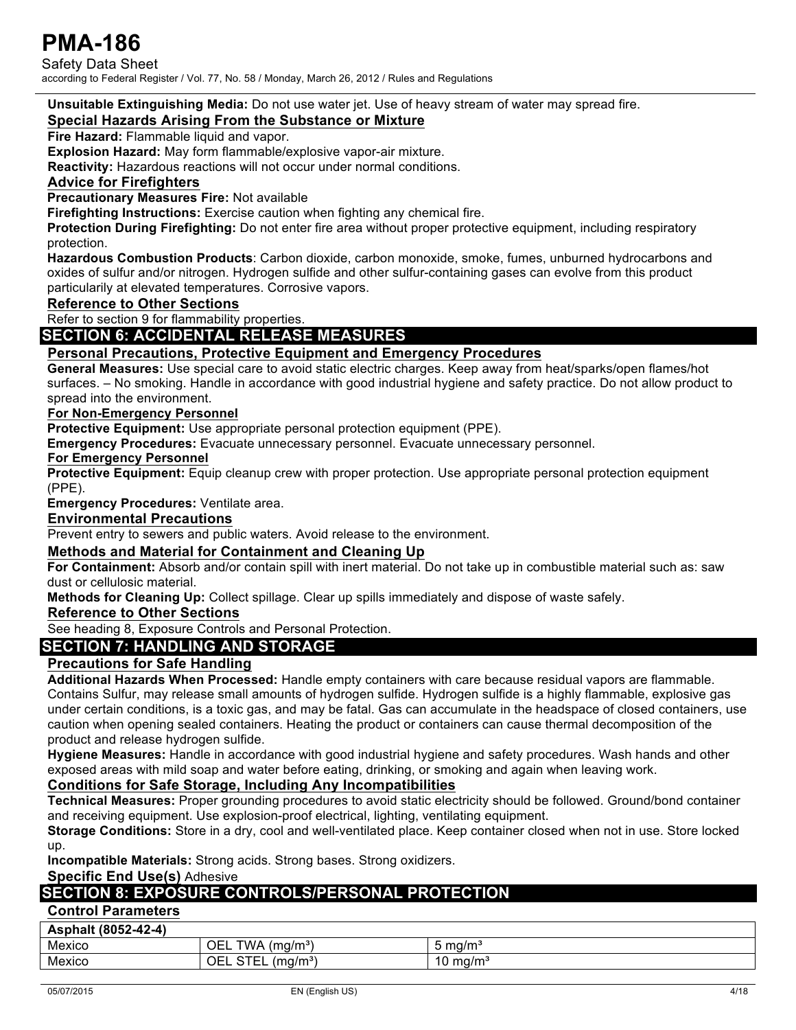**Unsuitable Extinguishing Media:** Do not use water jet. Use of heavy stream of water may spread fire.

### Special Hazards Arising From the Substance or Mixture

**Fire Hazard:** Flammable liquid and vapor.

**Explosion Hazard:** May form flammable/explosive vapor-air mixture.

**Reactivity:** Hazardous reactions will not occur under normal conditions.

### Advice for Firefighters

**Precautionary Measures Fire:** Not available

**Firefighting Instructions:** Exercise caution when fighting any chemical fire.

**Protection During Firefighting:** Do not enter fire area without proper protective equipment, including respiratory protection.

**Hazardous Combustion Products**: Carbon dioxide, carbon monoxide, smoke, fumes, unburned hydrocarbons and oxides of sulfur and/or nitrogen. Hydrogen sulfide and other sulfur-containing gases can evolve from this product particularily at elevated temperatures. Corrosive vapors.

### Reference to Other Sections

Refer to section 9 for flammability properties.

## SECTION 6: ACCIDENTAL RELEASE MEASURES

### Personal Precautions, Protective Equipment and Emergency Procedures

**General Measures:** Use special care to avoid static electric charges. Keep away from heat/sparks/open flames/hot surfaces. – No smoking. Handle in accordance with good industrial hygiene and safety practice. Do not allow product to spread into the environment.

#### For Non-Emergency Personnel

**Protective Equipment:** Use appropriate personal protection equipment (PPE).

**Emergency Procedures:** Evacuate unnecessary personnel. Evacuate unnecessary personnel.

#### For Emergency Personnel

**Protective Equipment:** Equip cleanup crew with proper protection. Use appropriate personal protection equipment (PPE).

**Emergency Procedures:** Ventilate area.

### Environmental Precautions

Prevent entry to sewers and public waters. Avoid release to the environment.

### Methods and Material for Containment and Cleaning Up

**For Containment:** Absorb and/or contain spill with inert material. Do not take up in combustible material such as: saw dust or cellulosic material.

**Methods for Cleaning Up:** Collect spillage. Clear up spills immediately and dispose of waste safely.

### Reference to Other Sections

See heading 8, Exposure Controls and Personal Protection.

## SECTION 7: HANDLING AND STORAGE

### Precautions for Safe Handling

**Additional Hazards When Processed:** Handle empty containers with care because residual vapors are flammable. Contains Sulfur, may release small amounts of hydrogen sulfide. Hydrogen sulfide is a highly flammable, explosive gas under certain conditions, is a toxic gas, and may be fatal. Gas can accumulate in the headspace of closed containers, use caution when opening sealed containers. Heating the product or containers can cause thermal decomposition of the product and release hydrogen sulfide.

**Hygiene Measures:** Handle in accordance with good industrial hygiene and safety procedures. Wash hands and other exposed areas with mild soap and water before eating, drinking, or smoking and again when leaving work.

### Conditions for Safe Storage, Including Any Incompatibilities

**Technical Measures:** Proper grounding procedures to avoid static electricity should be followed. Ground/bond container and receiving equipment. Use explosion-proof electrical, lighting, ventilating equipment.

**Storage Conditions:** Store in a dry, cool and well-ventilated place. Keep container closed when not in use. Store locked up.

**Incompatible Materials:** Strong acids. Strong bases. Strong oxidizers.

**Specific End Use(s)** Adhesive

## SECTION 8: EXPOSURE CONTROLS/PERSONAL PROTECTION

### Control Parameters

| Asphalt (8052-42-4) | | |
|---|---|---|
| Mexico | OEL TWA (mg/m³) | 5 mg/m³ |
| Mexico | OEL STEL (mg/m³) | 10 mg/m³ |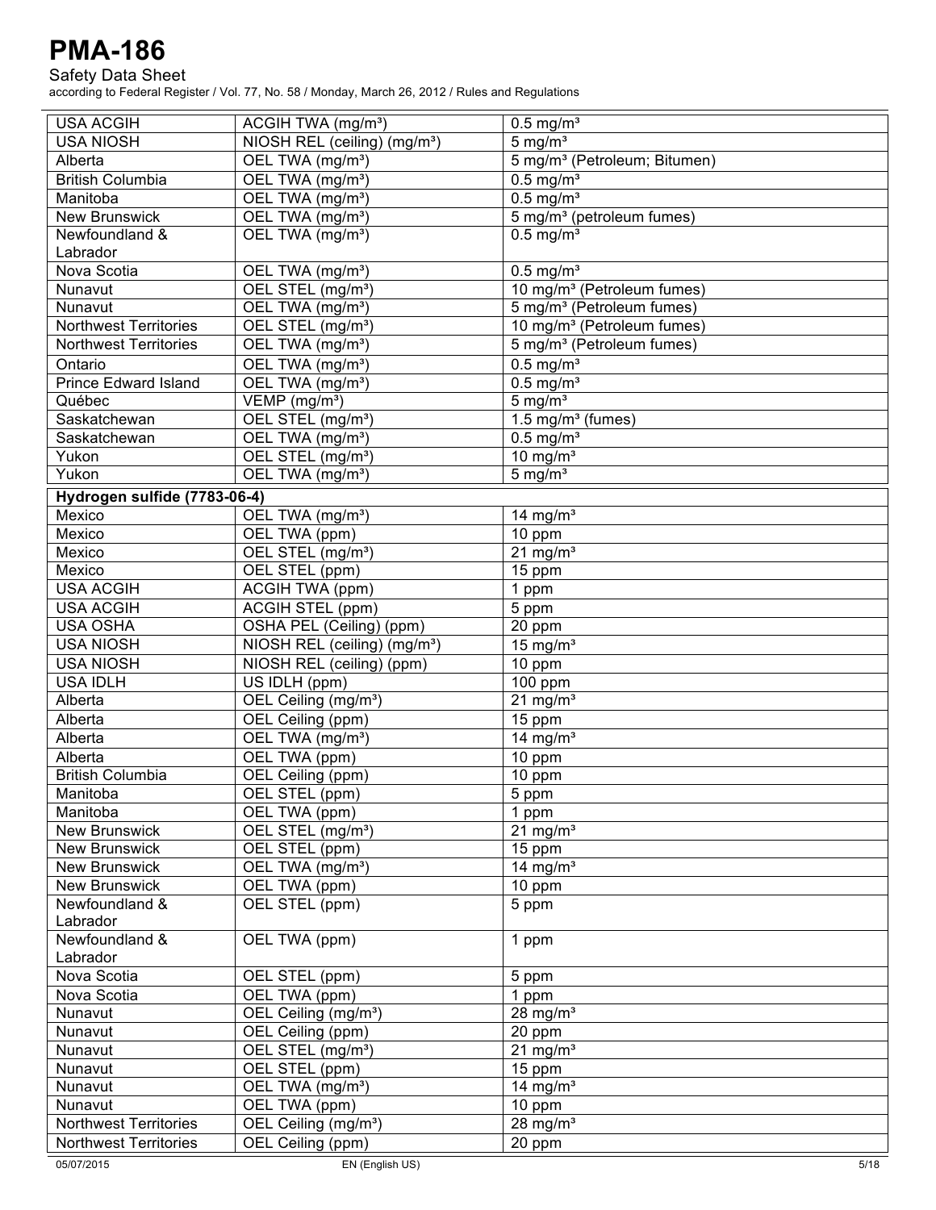| | | |
|---|---|---|
| USA ACGIH | ACGIH TWA (mg/m³) | 0.5 mg/m³ |
| USA NIOSH | NIOSH REL (ceiling) (mg/m³) | 5 mg/m³ |
| Alberta | OEL TWA (mg/m³) | 5 mg/m³ (Petroleum; Bitumen) |
| British Columbia | OEL TWA (mg/m³) | 0.5 mg/m³ |
| Manitoba | OEL TWA (mg/m³) | 0.5 mg/m³ |
| New Brunswick | OEL TWA (mg/m³) | 5 mg/m³ (petroleum fumes) |
| Newfoundland & Labrador | OEL TWA (mg/m³) | 0.5 mg/m³ |
| Nova Scotia | OEL TWA (mg/m³) | 0.5 mg/m³ |
| Nunavut | OEL STEL (mg/m³) | 10 mg/m³ (Petroleum fumes) |
| Nunavut | OEL TWA (mg/m³) | 5 mg/m³ (Petroleum fumes) |
| Northwest Territories | OEL STEL (mg/m³) | 10 mg/m³ (Petroleum fumes) |
| Northwest Territories | OEL TWA (mg/m³) | 5 mg/m³ (Petroleum fumes) |
| Ontario | OEL TWA (mg/m³) | 0.5 mg/m³ |
| Prince Edward Island | OEL TWA (mg/m³) | 0.5 mg/m³ |
| Québec | VEMP (mg/m³) | 5 mg/m³ |
| Saskatchewan | OEL STEL (mg/m³) | 1.5 mg/m³ (fumes) |
| Saskatchewan | OEL TWA (mg/m³) | 0.5 mg/m³ |
| Yukon | OEL STEL (mg/m³) | 10 mg/m³ |
| Yukon | OEL TWA (mg/m³) | 5 mg/m³ |
| **Hydrogen sulfide (7783-06-4)** | | |
| Mexico | OEL TWA (mg/m³) | 14 mg/m³ |
| Mexico | OEL TWA (ppm) | 10 ppm |
| Mexico | OEL STEL (mg/m³) | 21 mg/m³ |
| Mexico | OEL STEL (ppm) | 15 ppm |
| USA ACGIH | ACGIH TWA (ppm) | 1 ppm |
| USA ACGIH | ACGIH STEL (ppm) | 5 ppm |
| USA OSHA | OSHA PEL (Ceiling) (ppm) | 20 ppm |
| USA NIOSH | NIOSH REL (ceiling) (mg/m³) | 15 mg/m³ |
| USA NIOSH | NIOSH REL (ceiling) (ppm) | 10 ppm |
| USA IDLH | US IDLH (ppm) | 100 ppm |
| Alberta | OEL Ceiling (mg/m³) | 21 mg/m³ |
| Alberta | OEL Ceiling (ppm) | 15 ppm |
| Alberta | OEL TWA (mg/m³) | 14 mg/m³ |
| Alberta | OEL TWA (ppm) | 10 ppm |
| British Columbia | OEL Ceiling (ppm) | 10 ppm |
| Manitoba | OEL STEL (ppm) | 5 ppm |
| Manitoba | OEL TWA (ppm) | 1 ppm |
| New Brunswick | OEL STEL (mg/m³) | 21 mg/m³ |
| New Brunswick | OEL STEL (ppm) | 15 ppm |
| New Brunswick | OEL TWA (mg/m³) | 14 mg/m³ |
| New Brunswick | OEL TWA (ppm) | 10 ppm |
| Newfoundland & Labrador | OEL STEL (ppm) | 5 ppm |
| Newfoundland & Labrador | OEL TWA (ppm) | 1 ppm |
| Nova Scotia | OEL STEL (ppm) | 5 ppm |
| Nova Scotia | OEL TWA (ppm) | 1 ppm |
| Nunavut | OEL Ceiling (mg/m³) | 28 mg/m³ |
| Nunavut | OEL Ceiling (ppm) | 20 ppm |
| Nunavut | OEL STEL (mg/m³) | 21 mg/m³ |
| Nunavut | OEL STEL (ppm) | 15 ppm |
| Nunavut | OEL TWA (mg/m³) | 14 mg/m³ |
| Nunavut | OEL TWA (ppm) | 10 ppm |
| Northwest Territories | OEL Ceiling (mg/m³) | 28 mg/m³ |
| Northwest Territories | OEL Ceiling (ppm) | 20 ppm |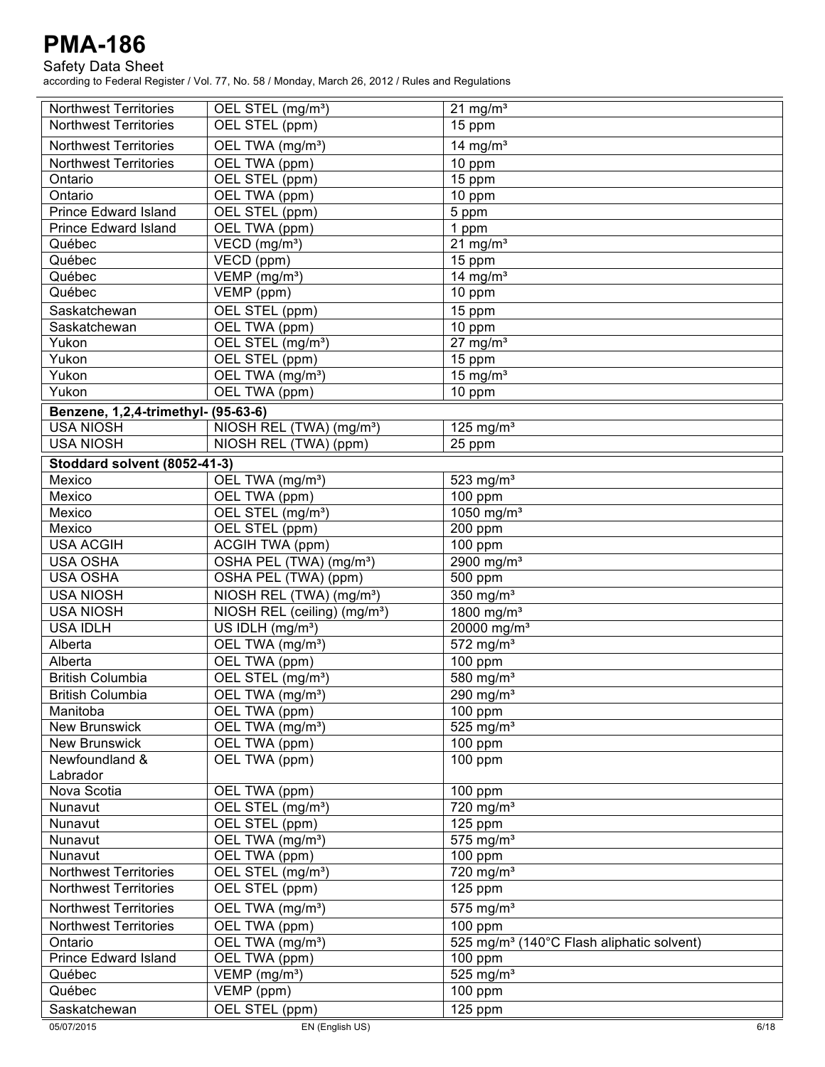| | | |
|---|---|---|
| Northwest Territories | OEL STEL (mg/m³) | 21 mg/m³ |
| Northwest Territories | OEL STEL (ppm) | 15 ppm |
| Northwest Territories | OEL TWA (mg/m³) | 14 mg/m³ |
| Northwest Territories | OEL TWA (ppm) | 10 ppm |
| Ontario | OEL STEL (ppm) | 15 ppm |
| Ontario | OEL TWA (ppm) | 10 ppm |
| Prince Edward Island | OEL STEL (ppm) | 5 ppm |
| Prince Edward Island | OEL TWA (ppm) | 1 ppm |
| Québec | VECD (mg/m³) | 21 mg/m³ |
| Québec | VECD (ppm) | 15 ppm |
| Québec | VEMP (mg/m³) | 14 mg/m³ |
| Québec | VEMP (ppm) | 10 ppm |
| Saskatchewan | OEL STEL (ppm) | 15 ppm |
| Saskatchewan | OEL TWA (ppm) | 10 ppm |
| Yukon | OEL STEL (mg/m³) | 27 mg/m³ |
| Yukon | OEL STEL (ppm) | 15 ppm |
| Yukon | OEL TWA (mg/m³) | 15 mg/m³ |
| Yukon | OEL TWA (ppm) | 10 ppm |
| **Benzene, 1,2,4-trimethyl- (95-63-6)** | | |
| USA NIOSH | NIOSH REL (TWA) (mg/m³) | 125 mg/m³ |
| USA NIOSH | NIOSH REL (TWA) (ppm) | 25 ppm |
| **Stoddard solvent (8052-41-3)** | | |
| Mexico | OEL TWA (mg/m³) | 523 mg/m³ |
| Mexico | OEL TWA (ppm) | 100 ppm |
| Mexico | OEL STEL (mg/m³) | 1050 mg/m³ |
| Mexico | OEL STEL (ppm) | 200 ppm |
| USA ACGIH | ACGIH TWA (ppm) | 100 ppm |
| USA OSHA | OSHA PEL (TWA) (mg/m³) | 2900 mg/m³ |
| USA OSHA | OSHA PEL (TWA) (ppm) | 500 ppm |
| USA NIOSH | NIOSH REL (TWA) (mg/m³) | 350 mg/m³ |
| USA NIOSH | NIOSH REL (ceiling) (mg/m³) | 1800 mg/m³ |
| USA IDLH | US IDLH (mg/m³) | 20000 mg/m³ |
| Alberta | OEL TWA (mg/m³) | 572 mg/m³ |
| Alberta | OEL TWA (ppm) | 100 ppm |
| British Columbia | OEL STEL (mg/m³) | 580 mg/m³ |
| British Columbia | OEL TWA (mg/m³) | 290 mg/m³ |
| Manitoba | OEL TWA (ppm) | 100 ppm |
| New Brunswick | OEL TWA (mg/m³) | 525 mg/m³ |
| New Brunswick | OEL TWA (ppm) | 100 ppm |
| Newfoundland & Labrador | OEL TWA (ppm) | 100 ppm |
| Nova Scotia | OEL TWA (ppm) | 100 ppm |
| Nunavut | OEL STEL (mg/m³) | 720 mg/m³ |
| Nunavut | OEL STEL (ppm) | 125 ppm |
| Nunavut | OEL TWA (mg/m³) | 575 mg/m³ |
| Nunavut | OEL TWA (ppm) | 100 ppm |
| Northwest Territories | OEL STEL (mg/m³) | 720 mg/m³ |
| Northwest Territories | OEL STEL (ppm) | 125 ppm |
| Northwest Territories | OEL TWA (mg/m³) | 575 mg/m³ |
| Northwest Territories | OEL TWA (ppm) | 100 ppm |
| Ontario | OEL TWA (mg/m³) | 525 mg/m³ (140°C Flash aliphatic solvent) |
| Prince Edward Island | OEL TWA (ppm) | 100 ppm |
| Québec | VEMP (mg/m³) | 525 mg/m³ |
| Québec | VEMP (ppm) | 100 ppm |
| Saskatchewan | OEL STEL (ppm) | 125 ppm |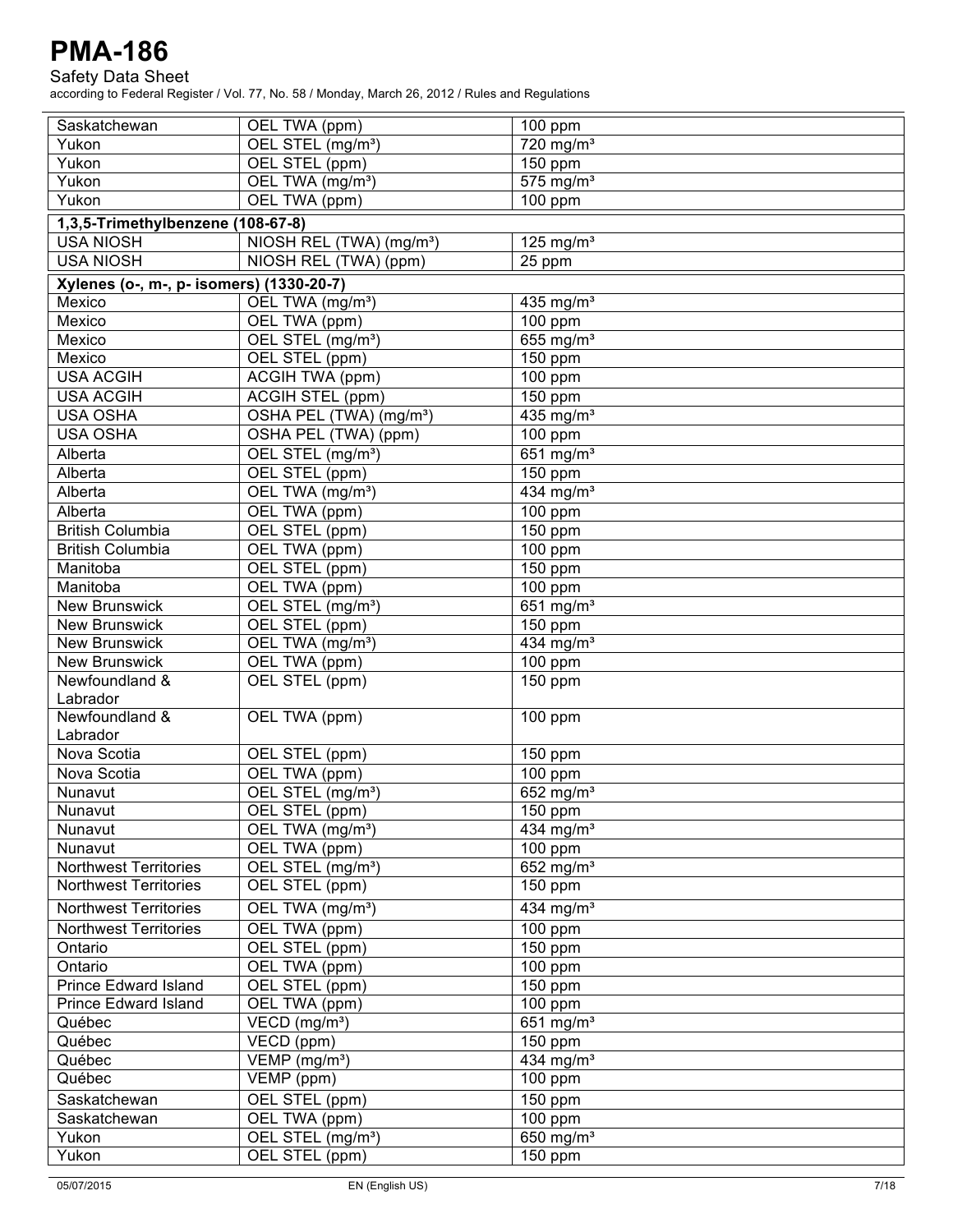| | | |
|---|---|---|
| Saskatchewan | OEL TWA (ppm) | 100 ppm |
| Yukon | OEL STEL (mg/m³) | 720 mg/m³ |
| Yukon | OEL STEL (ppm) | 150 ppm |
| Yukon | OEL TWA (mg/m³) | 575 mg/m³ |
| Yukon | OEL TWA (ppm) | 100 ppm |
| **1,3,5-Trimethylbenzene (108-67-8)** | | |
| USA NIOSH | NIOSH REL (TWA) (mg/m³) | 125 mg/m³ |
| USA NIOSH | NIOSH REL (TWA) (ppm) | 25 ppm |
| **Xylenes (o-, m-, p- isomers) (1330-20-7)** | | |
| Mexico | OEL TWA (mg/m³) | 435 mg/m³ |
| Mexico | OEL TWA (ppm) | 100 ppm |
| Mexico | OEL STEL (mg/m³) | 655 mg/m³ |
| Mexico | OEL STEL (ppm) | 150 ppm |
| USA ACGIH | ACGIH TWA (ppm) | 100 ppm |
| USA ACGIH | ACGIH STEL (ppm) | 150 ppm |
| USA OSHA | OSHA PEL (TWA) (mg/m³) | 435 mg/m³ |
| USA OSHA | OSHA PEL (TWA) (ppm) | 100 ppm |
| Alberta | OEL STEL (mg/m³) | 651 mg/m³ |
| Alberta | OEL STEL (ppm) | 150 ppm |
| Alberta | OEL TWA (mg/m³) | 434 mg/m³ |
| Alberta | OEL TWA (ppm) | 100 ppm |
| British Columbia | OEL STEL (ppm) | 150 ppm |
| British Columbia | OEL TWA (ppm) | 100 ppm |
| Manitoba | OEL STEL (ppm) | 150 ppm |
| Manitoba | OEL TWA (ppm) | 100 ppm |
| New Brunswick | OEL STEL (mg/m³) | 651 mg/m³ |
| New Brunswick | OEL STEL (ppm) | 150 ppm |
| New Brunswick | OEL TWA (mg/m³) | 434 mg/m³ |
| New Brunswick | OEL TWA (ppm) | 100 ppm |
| Newfoundland & Labrador | OEL STEL (ppm) | 150 ppm |
| Newfoundland & Labrador | OEL TWA (ppm) | 100 ppm |
| Nova Scotia | OEL STEL (ppm) | 150 ppm |
| Nova Scotia | OEL TWA (ppm) | 100 ppm |
| Nunavut | OEL STEL (mg/m³) | 652 mg/m³ |
| Nunavut | OEL STEL (ppm) | 150 ppm |
| Nunavut | OEL TWA (mg/m³) | 434 mg/m³ |
| Nunavut | OEL TWA (ppm) | 100 ppm |
| Northwest Territories | OEL STEL (mg/m³) | 652 mg/m³ |
| Northwest Territories | OEL STEL (ppm) | 150 ppm |
| Northwest Territories | OEL TWA (mg/m³) | 434 mg/m³ |
| Northwest Territories | OEL TWA (ppm) | 100 ppm |
| Ontario | OEL STEL (ppm) | 150 ppm |
| Ontario | OEL TWA (ppm) | 100 ppm |
| Prince Edward Island | OEL STEL (ppm) | 150 ppm |
| Prince Edward Island | OEL TWA (ppm) | 100 ppm |
| Québec | VECD (mg/m³) | 651 mg/m³ |
| Québec | VECD (ppm) | 150 ppm |
| Québec | VEMP (mg/m³) | 434 mg/m³ |
| Québec | VEMP (ppm) | 100 ppm |
| Saskatchewan | OEL STEL (ppm) | 150 ppm |
| Saskatchewan | OEL TWA (ppm) | 100 ppm |
| Yukon | OEL STEL (mg/m³) | 650 mg/m³ |
| Yukon | OEL STEL (ppm) | 150 ppm |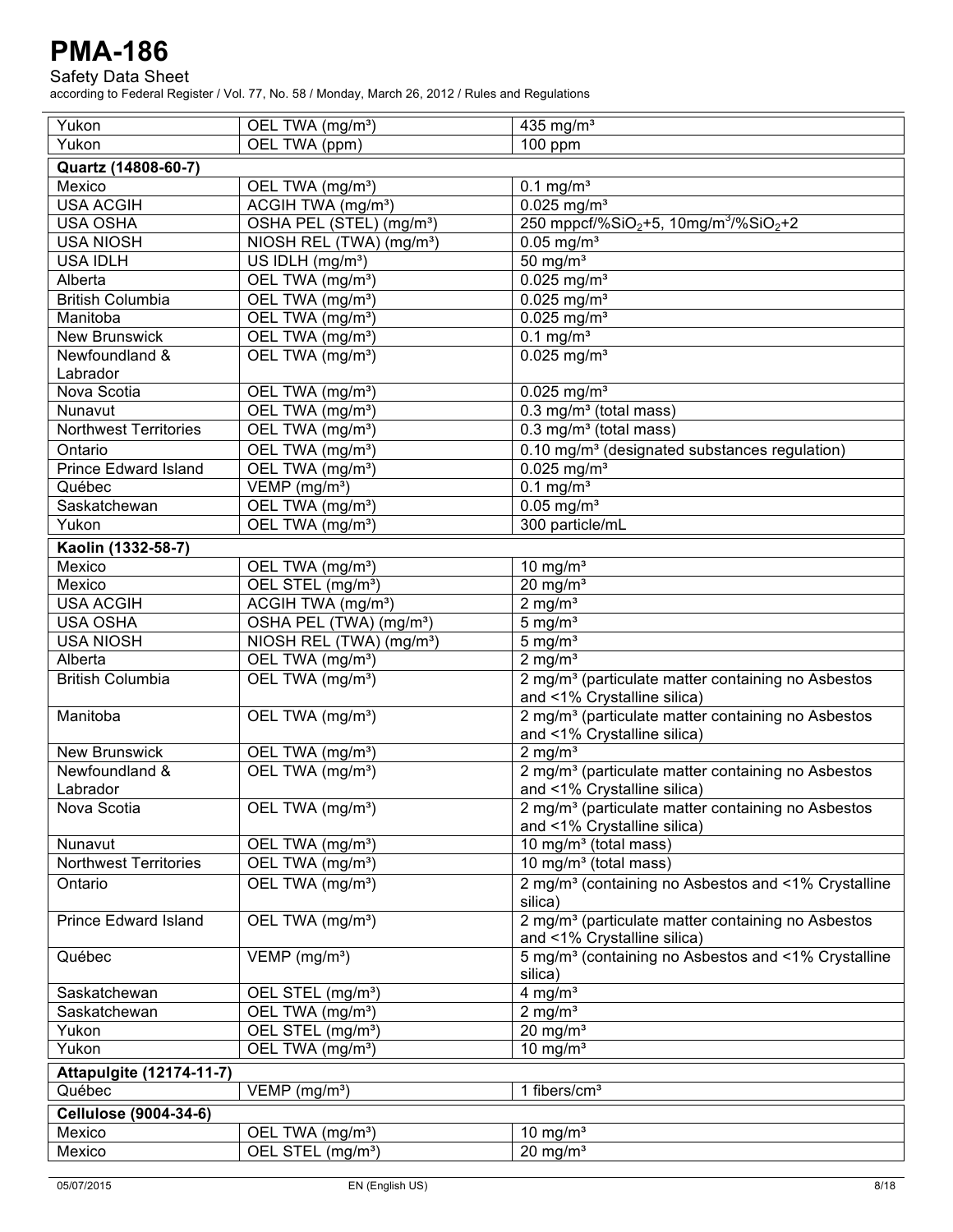| | | |
|---|---|---|
| Yukon | OEL TWA (mg/m³) | 435 mg/m³ |
| Yukon | OEL TWA (ppm) | 100 ppm |
| **Quartz (14808-60-7)** | | |
| Mexico | OEL TWA (mg/m³) | 0.1 mg/m³ |
| USA ACGIH | ACGIH TWA (mg/m³) | 0.025 mg/m³ |
| USA OSHA | OSHA PEL (STEL) (mg/m³) | 250 mppcf/%$SiO_2$+5, 10mg/m³/%$SiO_2$+2 |
| USA NIOSH | NIOSH REL (TWA) (mg/m³) | 0.05 mg/m³ |
| USA IDLH | US IDLH (mg/m³) | 50 mg/m³ |
| Alberta | OEL TWA (mg/m³) | 0.025 mg/m³ |
| British Columbia | OEL TWA (mg/m³) | 0.025 mg/m³ |
| Manitoba | OEL TWA (mg/m³) | 0.025 mg/m³ |
| New Brunswick | OEL TWA (mg/m³) | 0.1 mg/m³ |
| Newfoundland & Labrador | OEL TWA (mg/m³) | 0.025 mg/m³ |
| Nova Scotia | OEL TWA (mg/m³) | 0.025 mg/m³ |
| Nunavut | OEL TWA (mg/m³) | 0.3 mg/m³ (total mass) |
| Northwest Territories | OEL TWA (mg/m³) | 0.3 mg/m³ (total mass) |
| Ontario | OEL TWA (mg/m³) | 0.10 mg/m³ (designated substances regulation) |
| Prince Edward Island | OEL TWA (mg/m³) | 0.025 mg/m³ |
| Québec | VEMP (mg/m³) | 0.1 mg/m³ |
| Saskatchewan | OEL TWA (mg/m³) | 0.05 mg/m³ |
| Yukon | OEL TWA (mg/m³) | 300 particle/mL |
| **Kaolin (1332-58-7)** | | |
| Mexico | OEL TWA (mg/m³) | 10 mg/m³ |
| Mexico | OEL STEL (mg/m³) | 20 mg/m³ |
| USA ACGIH | ACGIH TWA (mg/m³) | 2 mg/m³ |
| USA OSHA | OSHA PEL (TWA) (mg/m³) | 5 mg/m³ |
| USA NIOSH | NIOSH REL (TWA) (mg/m³) | 5 mg/m³ |
| Alberta | OEL TWA (mg/m³) | 2 mg/m³ |
| British Columbia | OEL TWA (mg/m³) | 2 mg/m³ (particulate matter containing no Asbestos and <1% Crystalline silica) |
| Manitoba | OEL TWA (mg/m³) | 2 mg/m³ (particulate matter containing no Asbestos and <1% Crystalline silica) |
| New Brunswick | OEL TWA (mg/m³) | 2 mg/m³ |
| Newfoundland & Labrador | OEL TWA (mg/m³) | 2 mg/m³ (particulate matter containing no Asbestos and <1% Crystalline silica) |
| Nova Scotia | OEL TWA (mg/m³) | 2 mg/m³ (particulate matter containing no Asbestos and <1% Crystalline silica) |
| Nunavut | OEL TWA (mg/m³) | 10 mg/m³ (total mass) |
| Northwest Territories | OEL TWA (mg/m³) | 10 mg/m³ (total mass) |
| Ontario | OEL TWA (mg/m³) | 2 mg/m³ (containing no Asbestos and <1% Crystalline silica) |
| Prince Edward Island | OEL TWA (mg/m³) | 2 mg/m³ (particulate matter containing no Asbestos and <1% Crystalline silica) |
| Québec | VEMP (mg/m³) | 5 mg/m³ (containing no Asbestos and <1% Crystalline silica) |
| Saskatchewan | OEL STEL (mg/m³) | 4 mg/m³ |
| Saskatchewan | OEL TWA (mg/m³) | 2 mg/m³ |
| Yukon | OEL STEL (mg/m³) | 20 mg/m³ |
| Yukon | OEL TWA (mg/m³) | 10 mg/m³ |
| **Attapulgite (12174-11-7)** | | |
| Québec | VEMP (mg/m³) | 1 fibers/cm³ |
| **Cellulose (9004-34-6)** | | |
| Mexico | OEL TWA (mg/m³) | 10 mg/m³ |
| Mexico | OEL STEL (mg/m³) | 20 mg/m³ |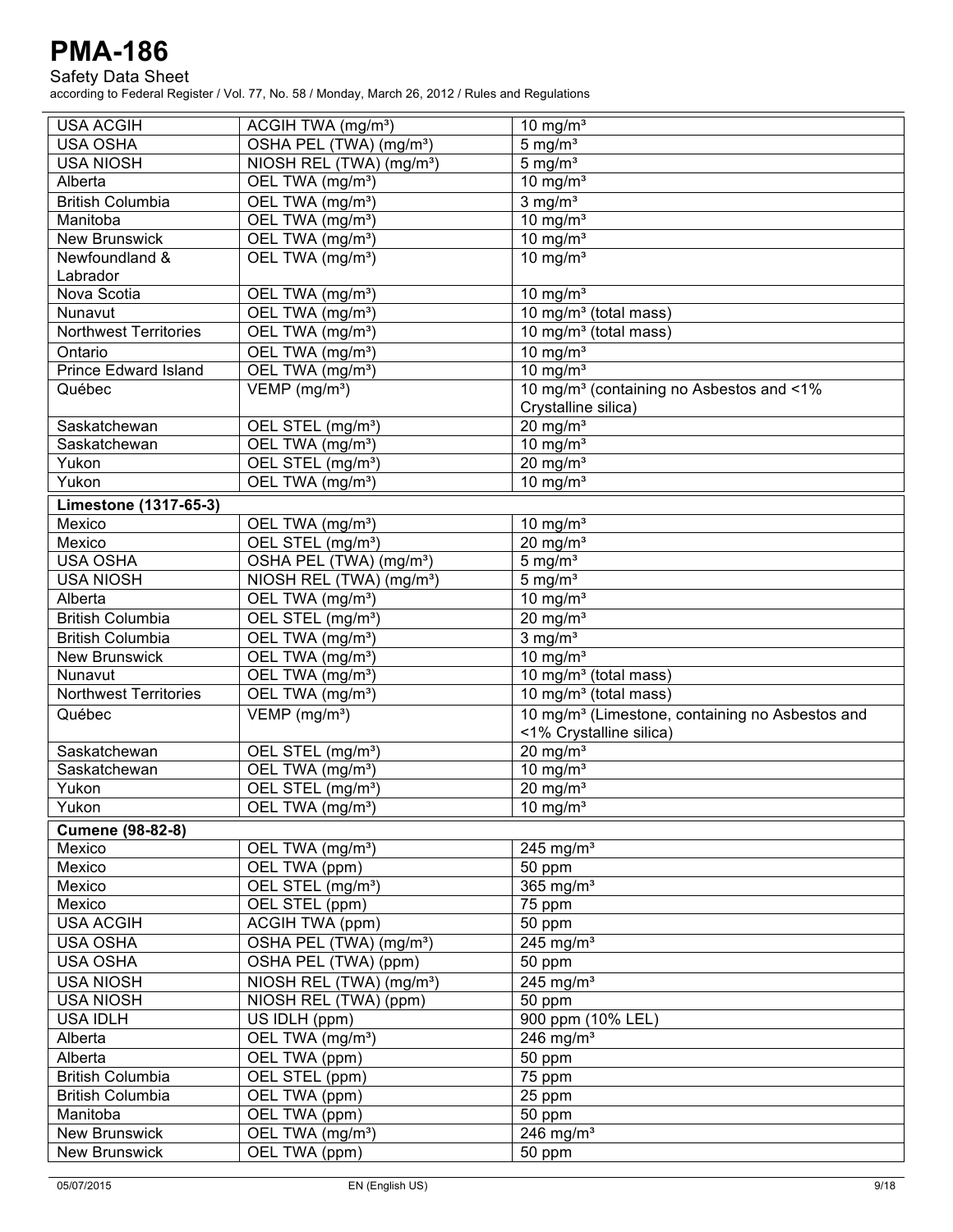| | | |
|---|---|---|
| USA ACGIH | ACGIH TWA (mg/m³) | 10 mg/m³ |
| USA OSHA | OSHA PEL (TWA) (mg/m³) | 5 mg/m³ |
| USA NIOSH | NIOSH REL (TWA) (mg/m³) | 5 mg/m³ |
| Alberta | OEL TWA (mg/m³) | 10 mg/m³ |
| British Columbia | OEL TWA (mg/m³) | 3 mg/m³ |
| Manitoba | OEL TWA (mg/m³) | 10 mg/m³ |
| New Brunswick | OEL TWA (mg/m³) | 10 mg/m³ |
| Newfoundland & Labrador | OEL TWA (mg/m³) | 10 mg/m³ |
| Nova Scotia | OEL TWA (mg/m³) | 10 mg/m³ |
| Nunavut | OEL TWA (mg/m³) | 10 mg/m³ (total mass) |
| Northwest Territories | OEL TWA (mg/m³) | 10 mg/m³ (total mass) |
| Ontario | OEL TWA (mg/m³) | 10 mg/m³ |
| Prince Edward Island | OEL TWA (mg/m³) | 10 mg/m³ |
| Québec | VEMP (mg/m³) | 10 mg/m³ (containing no Asbestos and <1% Crystalline silica) |
| Saskatchewan | OEL STEL (mg/m³) | 20 mg/m³ |
| Saskatchewan | OEL TWA (mg/m³) | 10 mg/m³ |
| Yukon | OEL STEL (mg/m³) | 20 mg/m³ |
| Yukon | OEL TWA (mg/m³) | 10 mg/m³ |
| **Limestone (1317-65-3)** | | |
| Mexico | OEL TWA (mg/m³) | 10 mg/m³ |
| Mexico | OEL STEL (mg/m³) | 20 mg/m³ |
| USA OSHA | OSHA PEL (TWA) (mg/m³) | 5 mg/m³ |
| USA NIOSH | NIOSH REL (TWA) (mg/m³) | 5 mg/m³ |
| Alberta | OEL TWA (mg/m³) | 10 mg/m³ |
| British Columbia | OEL STEL (mg/m³) | 20 mg/m³ |
| British Columbia | OEL TWA (mg/m³) | 3 mg/m³ |
| New Brunswick | OEL TWA (mg/m³) | 10 mg/m³ |
| Nunavut | OEL TWA (mg/m³) | 10 mg/m³ (total mass) |
| Northwest Territories | OEL TWA (mg/m³) | 10 mg/m³ (total mass) |
| Québec | VEMP (mg/m³) | 10 mg/m³ (Limestone, containing no Asbestos and <1% Crystalline silica) |
| Saskatchewan | OEL STEL (mg/m³) | 20 mg/m³ |
| Saskatchewan | OEL TWA (mg/m³) | 10 mg/m³ |
| Yukon | OEL STEL (mg/m³) | 20 mg/m³ |
| Yukon | OEL TWA (mg/m³) | 10 mg/m³ |
| **Cumene (98-82-8)** | | |
| Mexico | OEL TWA (mg/m³) | 245 mg/m³ |
| Mexico | OEL TWA (ppm) | 50 ppm |
| Mexico | OEL STEL (mg/m³) | 365 mg/m³ |
| Mexico | OEL STEL (ppm) | 75 ppm |
| USA ACGIH | ACGIH TWA (ppm) | 50 ppm |
| USA OSHA | OSHA PEL (TWA) (mg/m³) | 245 mg/m³ |
| USA OSHA | OSHA PEL (TWA) (ppm) | 50 ppm |
| USA NIOSH | NIOSH REL (TWA) (mg/m³) | 245 mg/m³ |
| USA NIOSH | NIOSH REL (TWA) (ppm) | 50 ppm |
| USA IDLH | US IDLH (ppm) | 900 ppm (10% LEL) |
| Alberta | OEL TWA (mg/m³) | 246 mg/m³ |
| Alberta | OEL TWA (ppm) | 50 ppm |
| British Columbia | OEL STEL (ppm) | 75 ppm |
| British Columbia | OEL TWA (ppm) | 25 ppm |
| Manitoba | OEL TWA (ppm) | 50 ppm |
| New Brunswick | OEL TWA (mg/m³) | 246 mg/m³ |
| New Brunswick | OEL TWA (ppm) | 50 ppm |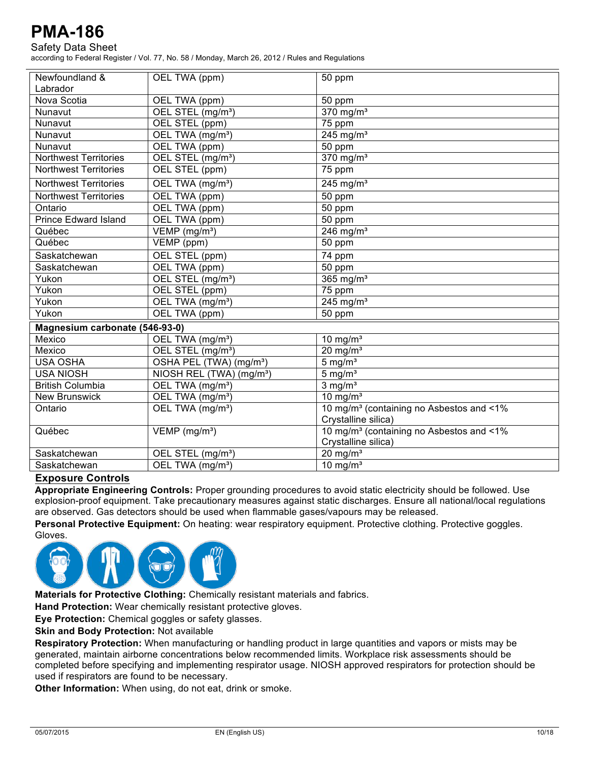| | | |
|---|---|---|
| Newfoundland & Labrador | OEL TWA (ppm) | 50 ppm |
| Nova Scotia | OEL TWA (ppm) | 50 ppm |
| Nunavut | OEL STEL (mg/m³) | 370 mg/m³ |
| Nunavut | OEL STEL (ppm) | 75 ppm |
| Nunavut | OEL TWA (mg/m³) | 245 mg/m³ |
| Nunavut | OEL TWA (ppm) | 50 ppm |
| Northwest Territories | OEL STEL (mg/m³) | 370 mg/m³ |
| Northwest Territories | OEL STEL (ppm) | 75 ppm |
| Northwest Territories | OEL TWA (mg/m³) | 245 mg/m³ |
| Northwest Territories | OEL TWA (ppm) | 50 ppm |
| Ontario | OEL TWA (ppm) | 50 ppm |
| Prince Edward Island | OEL TWA (ppm) | 50 ppm |
| Québec | VEMP (mg/m³) | 246 mg/m³ |
| Québec | VEMP (ppm) | 50 ppm |
| Saskatchewan | OEL STEL (ppm) | 74 ppm |
| Saskatchewan | OEL TWA (ppm) | 50 ppm |
| Yukon | OEL STEL (mg/m³) | 365 mg/m³ |
| Yukon | OEL STEL (ppm) | 75 ppm |
| Yukon | OEL TWA (mg/m³) | 245 mg/m³ |
| Yukon | OEL TWA (ppm) | 50 ppm |
| **Magnesium carbonate (546-93-0)** | | |
| Mexico | OEL TWA (mg/m³) | 10 mg/m³ |
| Mexico | OEL STEL (mg/m³) | 20 mg/m³ |
| USA OSHA | OSHA PEL (TWA) (mg/m³) | 5 mg/m³ |
| USA NIOSH | NIOSH REL (TWA) (mg/m³) | 5 mg/m³ |
| British Columbia | OEL TWA (mg/m³) | 3 mg/m³ |
| New Brunswick | OEL TWA (mg/m³) | 10 mg/m³ |
| Ontario | OEL TWA (mg/m³) | 10 mg/m³ (containing no Asbestos and <1% Crystalline silica) |
| Québec | VEMP (mg/m³) | 10 mg/m³ (containing no Asbestos and <1% Crystalline silica) |
| Saskatchewan | OEL STEL (mg/m³) | 20 mg/m³ |
| Saskatchewan | OEL TWA (mg/m³) | 10 mg/m³ |

## Exposure Controls

**Appropriate Engineering Controls:** Proper grounding procedures to avoid static electricity should be followed. Use explosion-proof equipment. Take precautionary measures against static discharges. Ensure all national/local regulations are observed. Gas detectors should be used when flammable gases/vapours may be released.

**Personal Protective Equipment:** On heating: wear respiratory equipment. Protective clothing. Protective goggles. Gloves.

**Materials for Protective Clothing:** Chemically resistant materials and fabrics.

**Hand Protection:** Wear chemically resistant protective gloves.

**Eye Protection:** Chemical goggles or safety glasses.

**Skin and Body Protection:** Not available

**Respiratory Protection:** When manufacturing or handling product in large quantities and vapors or mists may be generated, maintain airborne concentrations below recommended limits. Workplace risk assessments should be completed before specifying and implementing respirator usage. NIOSH approved respirators for protection should be used if respirators are found to be necessary.

**Other Information:** When using, do not eat, drink or smoke.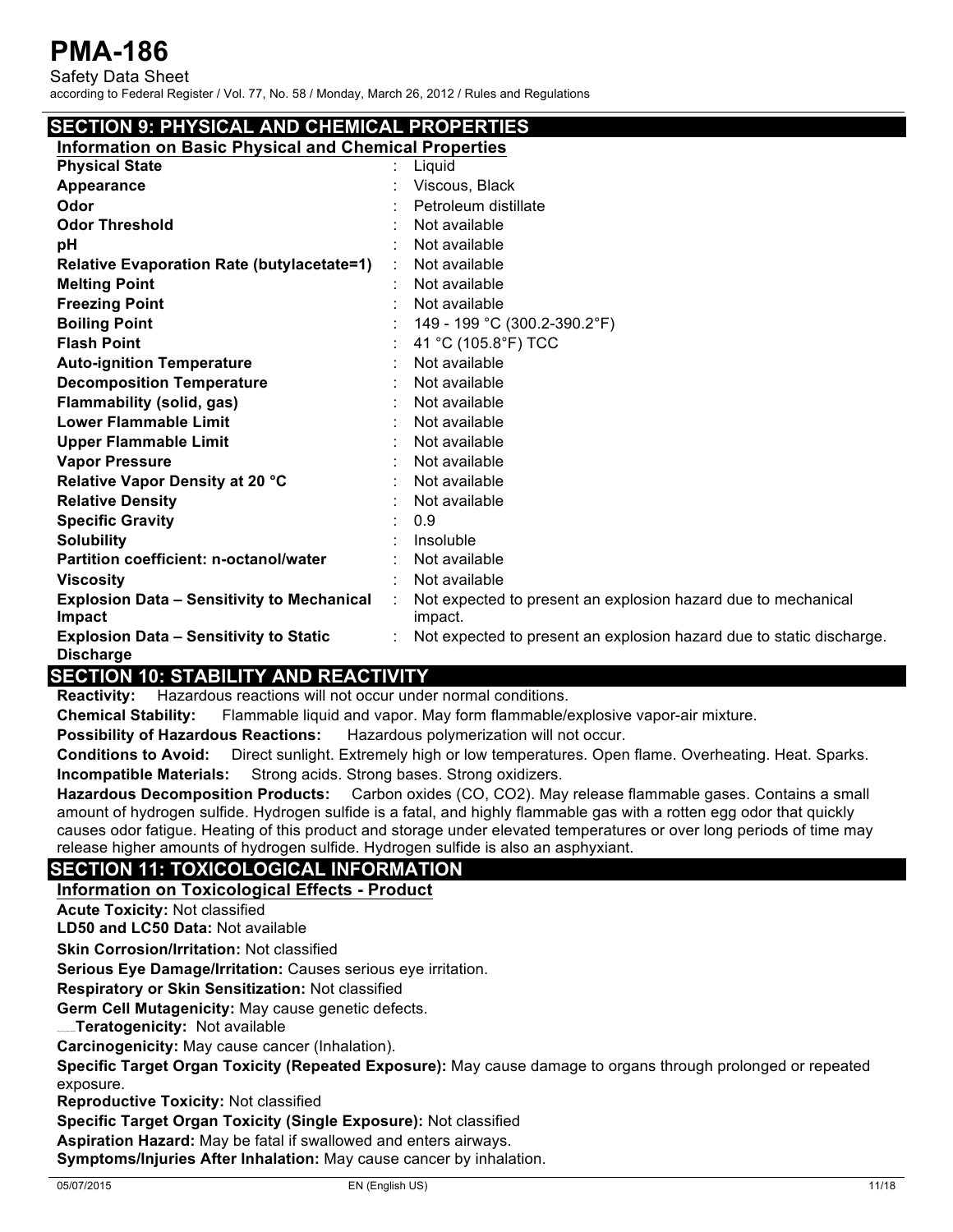## SECTION 9: PHYSICAL AND CHEMICAL PROPERTIES

### Information on Basic Physical and Chemical Properties

| Property | Value |
|---|---|
| **Physical State** | Liquid |
| **Appearance** | Viscous, Black |
| **Odor** | Petroleum distillate |
| **Odor Threshold** | Not available |
| **pH** | Not available |
| **Relative Evaporation Rate (butylacetate=1)** | Not available |
| **Melting Point** | Not available |
| **Freezing Point** | Not available |
| **Boiling Point** | 149 - 199 °C (300.2-390.2°F) |
| **Flash Point** | 41 °C (105.8°F) TCC |
| **Auto-ignition Temperature** | Not available |
| **Decomposition Temperature** | Not available |
| **Flammability (solid, gas)** | Not available |
| **Lower Flammable Limit** | Not available |
| **Upper Flammable Limit** | Not available |
| **Vapor Pressure** | Not available |
| **Relative Vapor Density at 20 °C** | Not available |
| **Relative Density** | Not available |
| **Specific Gravity** | 0.9 |
| **Solubility** | Insoluble |
| **Partition coefficient: n-octanol/water** | Not available |
| **Viscosity** | Not available |
| **Explosion Data – Sensitivity to Mechanical Impact** | Not expected to present an explosion hazard due to mechanical impact. |
| **Explosion Data – Sensitivity to Static Discharge** | Not expected to present an explosion hazard due to static discharge. |

## SECTION 10: STABILITY AND REACTIVITY

**Reactivity:** Hazardous reactions will not occur under normal conditions.

**Chemical Stability:** Flammable liquid and vapor. May form flammable/explosive vapor-air mixture.

**Possibility of Hazardous Reactions:** Hazardous polymerization will not occur.

**Conditions to Avoid:** Direct sunlight. Extremely high or low temperatures. Open flame. Overheating. Heat. Sparks.

**Incompatible Materials:** Strong acids. Strong bases. Strong oxidizers.

**Hazardous Decomposition Products:** Carbon oxides (CO, $CO_2$). May release flammable gases. Contains a small amount of hydrogen sulfide. Hydrogen sulfide is a fatal, and highly flammable gas with a rotten egg odor that quickly causes odor fatigue. Heating of this product and storage under elevated temperatures or over long periods of time may release higher amounts of hydrogen sulfide. Hydrogen sulfide is also an asphyxiant.

## SECTION 11: TOXICOLOGICAL INFORMATION

### Information on Toxicological Effects - Product

**Acute Toxicity:** Not classified

**LD50 and LC50 Data:** Not available

**Skin Corrosion/Irritation:** Not classified

**Serious Eye Damage/Irritation:** Causes serious eye irritation.

**Respiratory or Skin Sensitization:** Not classified

**Germ Cell Mutagenicity:** May cause genetic defects.

**Teratogenicity:** Not available

**Carcinogenicity:** May cause cancer (Inhalation).

**Specific Target Organ Toxicity (Repeated Exposure):** May cause damage to organs through prolonged or repeated exposure.

**Reproductive Toxicity:** Not classified

**Specific Target Organ Toxicity (Single Exposure):** Not classified

**Aspiration Hazard:** May be fatal if swallowed and enters airways.

**Symptoms/Injuries After Inhalation:** May cause cancer by inhalation.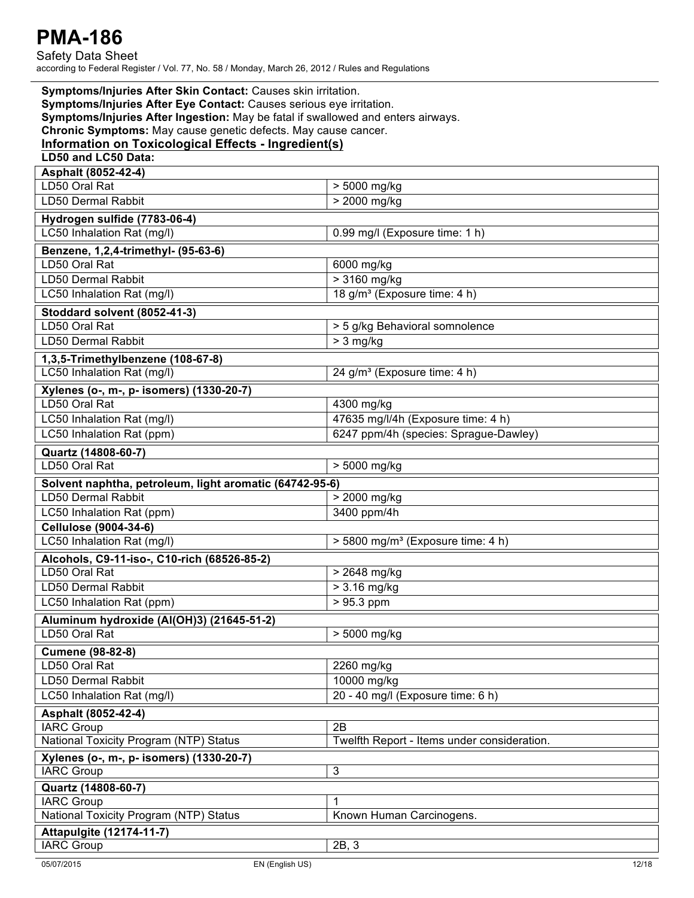**Symptoms/Injuries After Skin Contact:** Causes skin irritation.
**Symptoms/Injuries After Eye Contact:** Causes serious eye irritation.
**Symptoms/Injuries After Ingestion:** May be fatal if swallowed and enters airways.
**Chronic Symptoms:** May cause genetic defects. May cause cancer.

## Information on Toxicological Effects - Ingredient(s)

**LD50 and LC50 Data:**

| **Asphalt (8052-42-4)** | |
|---|---|
| LD50 Oral Rat | > 5000 mg/kg |
| LD50 Dermal Rabbit | > 2000 mg/kg |

| **Hydrogen sulfide (7783-06-4)** | |
|---|---|
| LC50 Inhalation Rat (mg/l) | 0.99 mg/l (Exposure time: 1 h) |

| **Benzene, 1,2,4-trimethyl- (95-63-6)** | |
|---|---|
| LD50 Oral Rat | 6000 mg/kg |
| LD50 Dermal Rabbit | > 3160 mg/kg |
| LC50 Inhalation Rat (mg/l) | 18 g/m³ (Exposure time: 4 h) |

| **Stoddard solvent (8052-41-3)** | |
|---|---|
| LD50 Oral Rat | > 5 g/kg Behavioral somnolence |
| LD50 Dermal Rabbit | > 3 mg/kg |

| **1,3,5-Trimethylbenzene (108-67-8)** | |
|---|---|
| LC50 Inhalation Rat (mg/l) | 24 g/m³ (Exposure time: 4 h) |

| **Xylenes (o-, m-, p- isomers) (1330-20-7)** | |
|---|---|
| LD50 Oral Rat | 4300 mg/kg |
| LC50 Inhalation Rat (mg/l) | 47635 mg/l/4h (Exposure time: 4 h) |
| LC50 Inhalation Rat (ppm) | 6247 ppm/4h (species: Sprague-Dawley) |

| **Quartz (14808-60-7)** | |
|---|---|
| LD50 Oral Rat | > 5000 mg/kg |

| **Solvent naphtha, petroleum, light aromatic (64742-95-6)** | |
|---|---|
| LD50 Dermal Rabbit | > 2000 mg/kg |
| LC50 Inhalation Rat (ppm) | 3400 ppm/4h |

| **Cellulose (9004-34-6)** | |
|---|---|
| LC50 Inhalation Rat (mg/l) | > 5800 mg/m³ (Exposure time: 4 h) |

| **Alcohols, C9-11-iso-, C10-rich (68526-85-2)** | |
|---|---|
| LD50 Oral Rat | > 2648 mg/kg |
| LD50 Dermal Rabbit | > 3.16 mg/kg |
| LC50 Inhalation Rat (ppm) | > 95.3 ppm |

| **Aluminum hydroxide (Al(OH)3) (21645-51-2)** | |
|---|---|
| LD50 Oral Rat | > 5000 mg/kg |

| **Cumene (98-82-8)** | |
|---|---|
| LD50 Oral Rat | 2260 mg/kg |
| LD50 Dermal Rabbit | 10000 mg/kg |
| LC50 Inhalation Rat (mg/l) | 20 - 40 mg/l (Exposure time: 6 h) |

| **Asphalt (8052-42-4)** | |
|---|---|
| IARC Group | 2B |
| National Toxicity Program (NTP) Status | Twelfth Report - Items under consideration. |

| **Xylenes (o-, m-, p- isomers) (1330-20-7)** | |
|---|---|
| IARC Group | 3 |

| **Quartz (14808-60-7)** | |
|---|---|
| IARC Group | 1 |
| National Toxicity Program (NTP) Status | Known Human Carcinogens. |

| **Attapulgite (12174-11-7)** | |
|---|---|
| IARC Group | 2B, 3 |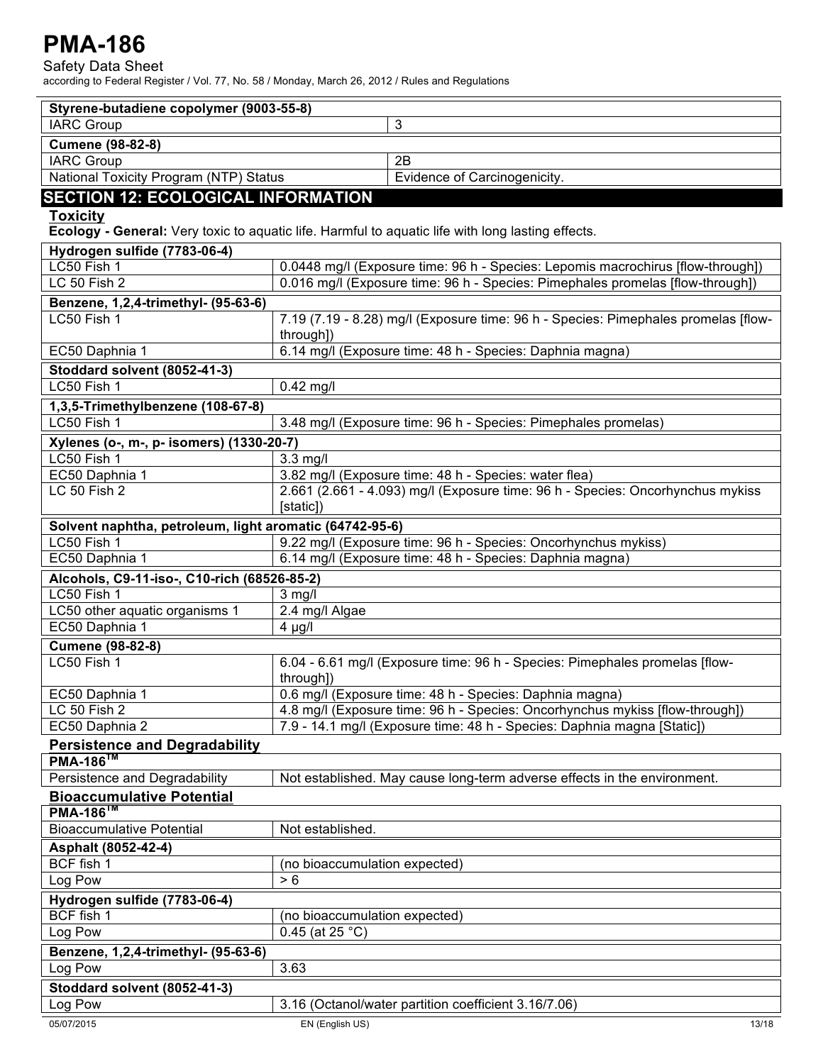| Styrene-butadiene copolymer (9003-55-8) | |
|---|---|
| IARC Group | 3 |

| Cumene (98-82-8) | |
|---|---|
| IARC Group | 2B |
| National Toxicity Program (NTP) Status | Evidence of Carcinogenicity. |

## SECTION 12: ECOLOGICAL INFORMATION

### Toxicity

**Ecology - General:** Very toxic to aquatic life. Harmful to aquatic life with long lasting effects.

| Hydrogen sulfide (7783-06-4) | |
|---|---|
| LC50 Fish 1 | 0.0448 mg/l (Exposure time: 96 h - Species: Lepomis macrochirus [flow-through]) |
| LC 50 Fish 2 | 0.016 mg/l (Exposure time: 96 h - Species: Pimephales promelas [flow-through]) |

| Benzene, 1,2,4-trimethyl- (95-63-6) | |
|---|---|
| LC50 Fish 1 | 7.19 (7.19 - 8.28) mg/l (Exposure time: 96 h - Species: Pimephales promelas [flow-through]) |
| EC50 Daphnia 1 | 6.14 mg/l (Exposure time: 48 h - Species: Daphnia magna) |

| Stoddard solvent (8052-41-3) | |
|---|---|
| LC50 Fish 1 | 0.42 mg/l |

| 1,3,5-Trimethylbenzene (108-67-8) | |
|---|---|
| LC50 Fish 1 | 3.48 mg/l (Exposure time: 96 h - Species: Pimephales promelas) |

| Xylenes (o-, m-, p- isomers) (1330-20-7) | |
|---|---|
| LC50 Fish 1 | 3.3 mg/l |
| EC50 Daphnia 1 | 3.82 mg/l (Exposure time: 48 h - Species: water flea) |
| LC 50 Fish 2 | 2.661 (2.661 - 4.093) mg/l (Exposure time: 96 h - Species: Oncorhynchus mykiss [static]) |

| Solvent naphtha, petroleum, light aromatic (64742-95-6) | |
|---|---|
| LC50 Fish 1 | 9.22 mg/l (Exposure time: 96 h - Species: Oncorhynchus mykiss) |
| EC50 Daphnia 1 | 6.14 mg/l (Exposure time: 48 h - Species: Daphnia magna) |

| Alcohols, C9-11-iso-, C10-rich (68526-85-2) | |
|---|---|
| LC50 Fish 1 | 3 mg/l |
| LC50 other aquatic organisms 1 | 2.4 mg/l Algae |
| EC50 Daphnia 1 | 4 µg/l |

| Cumene (98-82-8) | |
|---|---|
| LC50 Fish 1 | 6.04 - 6.61 mg/l (Exposure time: 96 h - Species: Pimephales promelas [flow-through]) |
| EC50 Daphnia 1 | 0.6 mg/l (Exposure time: 48 h - Species: Daphnia magna) |
| LC 50 Fish 2 | 4.8 mg/l (Exposure time: 96 h - Species: Oncorhynchus mykiss [flow-through]) |
| EC50 Daphnia 2 | 7.9 - 14.1 mg/l (Exposure time: 48 h - Species: Daphnia magna [Static]) |

### Persistence and Degradability

| PMA-186™ | |
|---|---|
| Persistence and Degradability | Not established. May cause long-term adverse effects in the environment. |

### Bioaccumulative Potential

| PMA-186™ | |
|---|---|
| Bioaccumulative Potential | Not established. |

| Asphalt (8052-42-4) | |
|---|---|
| BCF fish 1 | (no bioaccumulation expected) |
| Log Pow | > 6 |

| Hydrogen sulfide (7783-06-4) | |
|---|---|
| BCF fish 1 | (no bioaccumulation expected) |
| Log Pow | 0.45 (at 25 °C) |

| Benzene, 1,2,4-trimethyl- (95-63-6) | |
|---|---|
| Log Pow | 3.63 |

| Stoddard solvent (8052-41-3) | |
|---|---|
| Log Pow | 3.16 (Octanol/water partition coefficient 3.16/7.06) |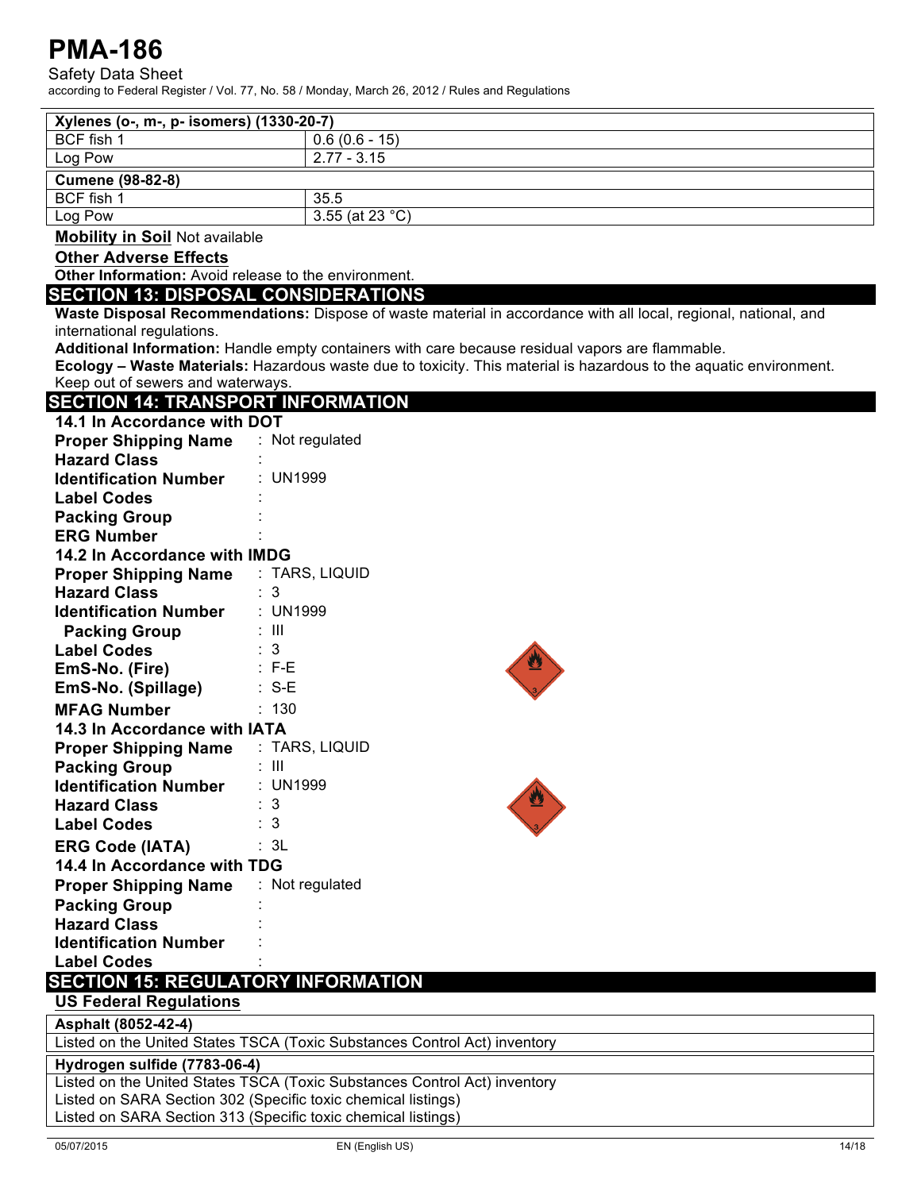| Xylenes (o-, m-, p- isomers) (1330-20-7) | |
|---|---|
| BCF fish 1 | 0.6 (0.6 - 15) |
| Log Pow | 2.77 - 3.15 |

| Cumene (98-82-8) | |
|---|---|
| BCF fish 1 | 35.5 |
| Log Pow | 3.55 (at 23 °C) |

**Mobility in Soil** Not available

**Other Adverse Effects**

**Other Information:** Avoid release to the environment.

## SECTION 13: DISPOSAL CONSIDERATIONS

**Waste Disposal Recommendations:** Dispose of waste material in accordance with all local, regional, national, and international regulations.

**Additional Information:** Handle empty containers with care because residual vapors are flammable.

**Ecology – Waste Materials:** Hazardous waste due to toxicity. This material is hazardous to the aquatic environment. Keep out of sewers and waterways.

## SECTION 14: TRANSPORT INFORMATION

### 14.1 In Accordance with DOT

**Proper Shipping Name** : Not regulated
**Hazard Class** :
**Identification Number** : UN1999
**Label Codes** :
**Packing Group** :
**ERG Number** :

### 14.2 In Accordance with IMDG

**Proper Shipping Name** : TARS, LIQUID
**Hazard Class** : 3
**Identification Number** : UN1999
**Packing Group** : III
**Label Codes** : 3
**EmS-No. (Fire)** : F-E
**EmS-No. (Spillage)** : S-E
**MFAG Number** : 130

### 14.3 In Accordance with IATA

**Proper Shipping Name** : TARS, LIQUID
**Packing Group** : III
**Identification Number** : UN1999
**Hazard Class** : 3
**Label Codes** : 3
**ERG Code (IATA)** : 3L

### 14.4 In Accordance with TDG

**Proper Shipping Name** : Not regulated
**Packing Group** :
**Hazard Class** :
**Identification Number** :
**Label Codes** :

## SECTION 15: REGULATORY INFORMATION

### US Federal Regulations

| Asphalt (8052-42-4) |
|---|
| Listed on the United States TSCA (Toxic Substances Control Act) inventory |

| Hydrogen sulfide (7783-06-4) |
|---|
| Listed on the United States TSCA (Toxic Substances Control Act) inventory |
| Listed on SARA Section 302 (Specific toxic chemical listings) |
| Listed on SARA Section 313 (Specific toxic chemical listings) |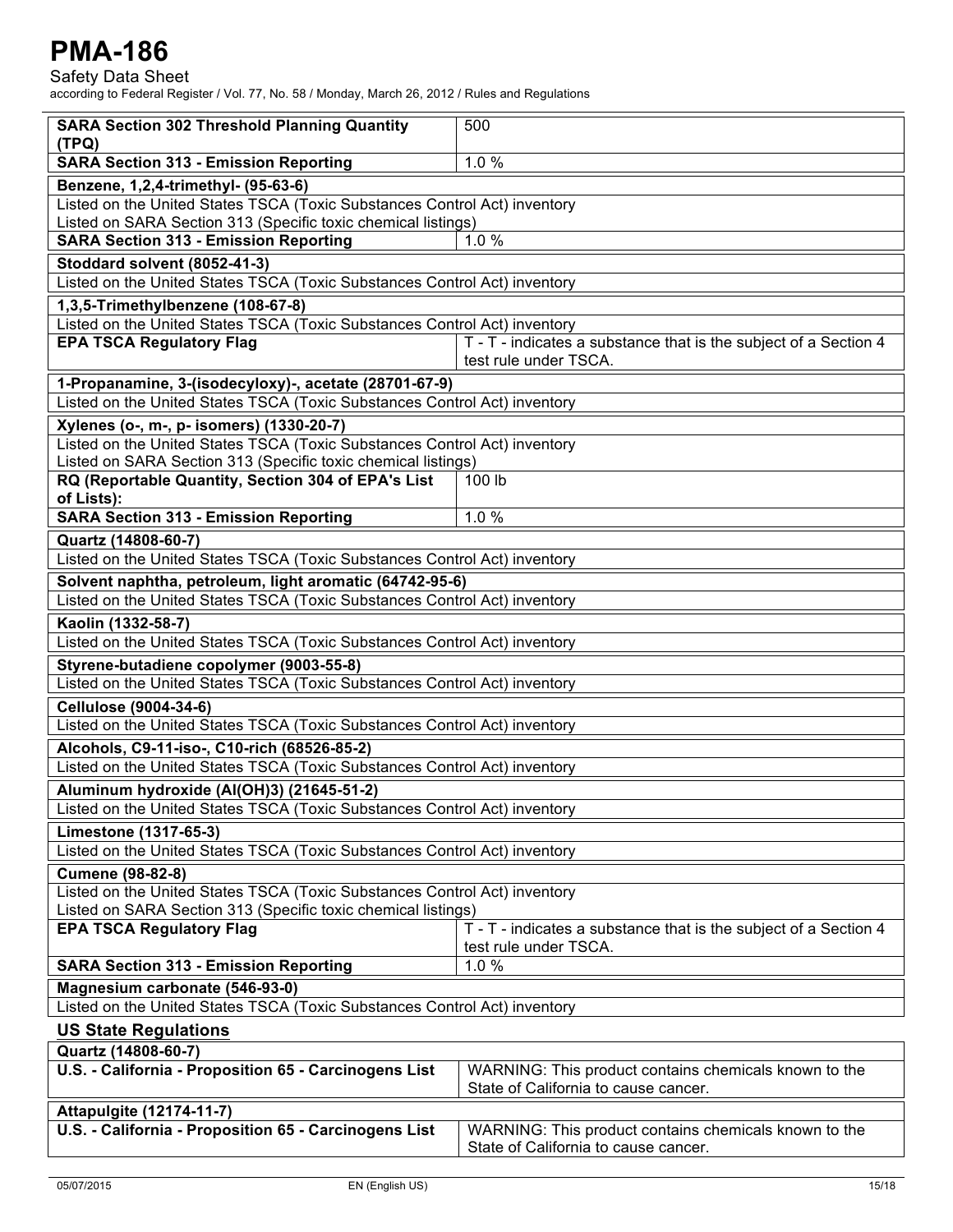| | |
|---|---|
| **SARA Section 302 Threshold Planning Quantity (TPQ)** | 500 |
| **SARA Section 313 - Emission Reporting** | 1.0 % |

| **Benzene, 1,2,4-trimethyl- (95-63-6)** | |
|---|---|
| Listed on the United States TSCA (Toxic Substances Control Act) inventory | |
| Listed on SARA Section 313 (Specific toxic chemical listings) | |
| **SARA Section 313 - Emission Reporting** | 1.0 % |

| **Stoddard solvent (8052-41-3)** |
|---|
| Listed on the United States TSCA (Toxic Substances Control Act) inventory |

| **1,3,5-Trimethylbenzene (108-67-8)** | |
|---|---|
| Listed on the United States TSCA (Toxic Substances Control Act) inventory | |
| **EPA TSCA Regulatory Flag** | T - T - indicates a substance that is the subject of a Section 4 test rule under TSCA. |

| **1-Propanamine, 3-(isodecyloxy)-, acetate (28701-67-9)** |
|---|
| Listed on the United States TSCA (Toxic Substances Control Act) inventory |

| **Xylenes (o-, m-, p- isomers) (1330-20-7)** | |
|---|---|
| Listed on the United States TSCA (Toxic Substances Control Act) inventory | |
| Listed on SARA Section 313 (Specific toxic chemical listings) | |
| **RQ (Reportable Quantity, Section 304 of EPA's List of Lists):** | 100 lb |
| **SARA Section 313 - Emission Reporting** | 1.0 % |

| **Quartz (14808-60-7)** |
|---|
| Listed on the United States TSCA (Toxic Substances Control Act) inventory |

| **Solvent naphtha, petroleum, light aromatic (64742-95-6)** |
|---|
| Listed on the United States TSCA (Toxic Substances Control Act) inventory |

| **Kaolin (1332-58-7)** |
|---|
| Listed on the United States TSCA (Toxic Substances Control Act) inventory |

| **Styrene-butadiene copolymer (9003-55-8)** |
|---|
| Listed on the United States TSCA (Toxic Substances Control Act) inventory |

| **Cellulose (9004-34-6)** |
|---|
| Listed on the United States TSCA (Toxic Substances Control Act) inventory |

| **Alcohols, C9-11-iso-, C10-rich (68526-85-2)** |
|---|
| Listed on the United States TSCA (Toxic Substances Control Act) inventory |

| **Aluminum hydroxide (Al(OH)3) (21645-51-2)** |
|---|
| Listed on the United States TSCA (Toxic Substances Control Act) inventory |

| **Limestone (1317-65-3)** |
|---|
| Listed on the United States TSCA (Toxic Substances Control Act) inventory |

| **Cumene (98-82-8)** | |
|---|---|
| Listed on the United States TSCA (Toxic Substances Control Act) inventory | |
| Listed on SARA Section 313 (Specific toxic chemical listings) | |
| **EPA TSCA Regulatory Flag** | T - T - indicates a substance that is the subject of a Section 4 test rule under TSCA. |
| **SARA Section 313 - Emission Reporting** | 1.0 % |

| **Magnesium carbonate (546-93-0)** |
|---|
| Listed on the United States TSCA (Toxic Substances Control Act) inventory |

## US State Regulations

| **Quartz (14808-60-7)** | |
|---|---|
| **U.S. - California - Proposition 65 - Carcinogens List** | WARNING: This product contains chemicals known to the State of California to cause cancer. |

| **Attapulgite (12174-11-7)** | |
|---|---|
| **U.S. - California - Proposition 65 - Carcinogens List** | WARNING: This product contains chemicals known to the State of California to cause cancer. |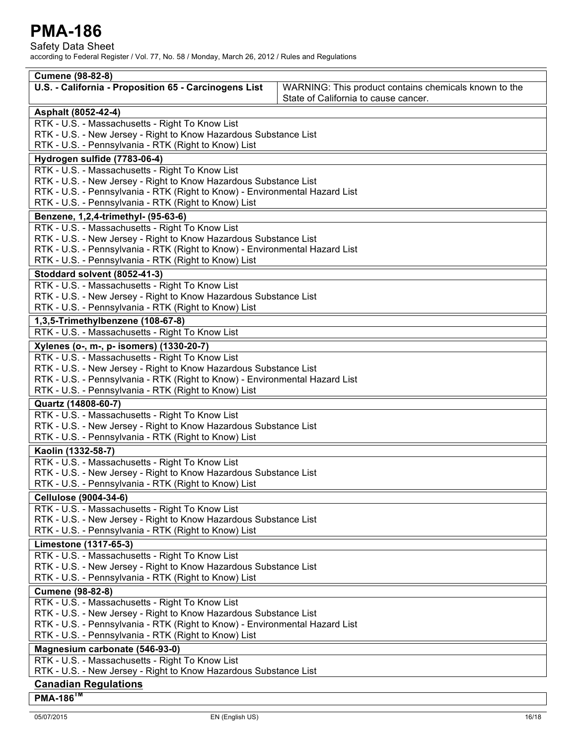| Cumene (98-82-8) | |
|---|---|
| U.S. - California - Proposition 65 - Carcinogens List | WARNING: This product contains chemicals known to the State of California to cause cancer. |

**Asphalt (8052-42-4)**

RTK - U.S. - Massachusetts - Right To Know List
RTK - U.S. - New Jersey - Right to Know Hazardous Substance List
RTK - U.S. - Pennsylvania - RTK (Right to Know) List

**Hydrogen sulfide (7783-06-4)**

RTK - U.S. - Massachusetts - Right To Know List
RTK - U.S. - New Jersey - Right to Know Hazardous Substance List
RTK - U.S. - Pennsylvania - RTK (Right to Know) - Environmental Hazard List
RTK - U.S. - Pennsylvania - RTK (Right to Know) List

**Benzene, 1,2,4-trimethyl- (95-63-6)**

RTK - U.S. - Massachusetts - Right To Know List
RTK - U.S. - New Jersey - Right to Know Hazardous Substance List
RTK - U.S. - Pennsylvania - RTK (Right to Know) - Environmental Hazard List
RTK - U.S. - Pennsylvania - RTK (Right to Know) List

**Stoddard solvent (8052-41-3)**

RTK - U.S. - Massachusetts - Right To Know List
RTK - U.S. - New Jersey - Right to Know Hazardous Substance List
RTK - U.S. - Pennsylvania - RTK (Right to Know) List

**1,3,5-Trimethylbenzene (108-67-8)**

RTK - U.S. - Massachusetts - Right To Know List

**Xylenes (o-, m-, p- isomers) (1330-20-7)**

RTK - U.S. - Massachusetts - Right To Know List
RTK - U.S. - New Jersey - Right to Know Hazardous Substance List
RTK - U.S. - Pennsylvania - RTK (Right to Know) - Environmental Hazard List
RTK - U.S. - Pennsylvania - RTK (Right to Know) List

**Quartz (14808-60-7)**

RTK - U.S. - Massachusetts - Right To Know List
RTK - U.S. - New Jersey - Right to Know Hazardous Substance List
RTK - U.S. - Pennsylvania - RTK (Right to Know) List

**Kaolin (1332-58-7)**

RTK - U.S. - Massachusetts - Right To Know List
RTK - U.S. - New Jersey - Right to Know Hazardous Substance List
RTK - U.S. - Pennsylvania - RTK (Right to Know) List

**Cellulose (9004-34-6)**

RTK - U.S. - Massachusetts - Right To Know List
RTK - U.S. - New Jersey - Right to Know Hazardous Substance List
RTK - U.S. - Pennsylvania - RTK (Right to Know) List

**Limestone (1317-65-3)**

RTK - U.S. - Massachusetts - Right To Know List
RTK - U.S. - New Jersey - Right to Know Hazardous Substance List
RTK - U.S. - Pennsylvania - RTK (Right to Know) List

**Cumene (98-82-8)**

RTK - U.S. - Massachusetts - Right To Know List
RTK - U.S. - New Jersey - Right to Know Hazardous Substance List
RTK - U.S. - Pennsylvania - RTK (Right to Know) - Environmental Hazard List
RTK - U.S. - Pennsylvania - RTK (Right to Know) List

**Magnesium carbonate (546-93-0)**

RTK - U.S. - Massachusetts - Right To Know List
RTK - U.S. - New Jersey - Right to Know Hazardous Substance List

## Canadian Regulations

**PMA-186™**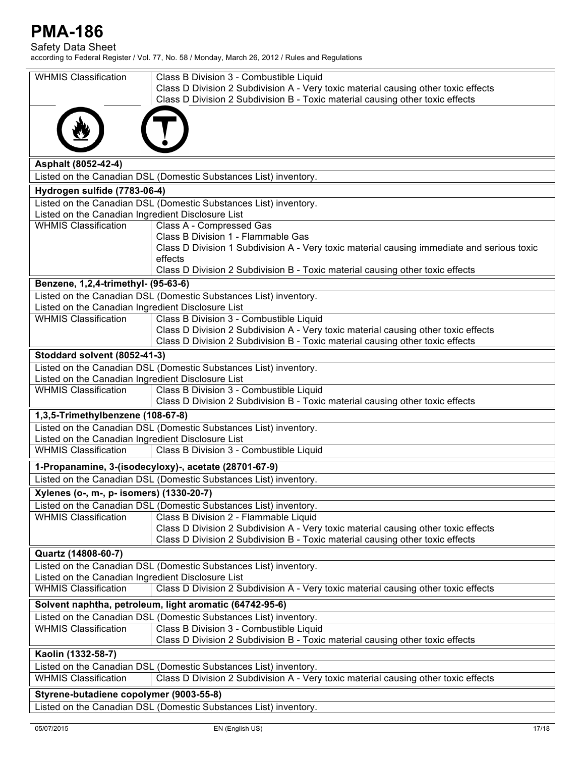| WHMIS Classification | Class B Division 3 - Combustible Liquid<br>Class D Division 2 Subdivision A - Very toxic material causing other toxic effects<br>Class D Division 2 Subdivision B - Toxic material causing other toxic effects |
|---|---|

**Asphalt (8052-42-4)**

Listed on the Canadian DSL (Domestic Substances List) inventory.

**Hydrogen sulfide (7783-06-4)**

Listed on the Canadian DSL (Domestic Substances List) inventory.
Listed on the Canadian Ingredient Disclosure List

| WHMIS Classification | Class A - Compressed Gas<br>Class B Division 1 - Flammable Gas<br>Class D Division 1 Subdivision A - Very toxic material causing immediate and serious toxic effects<br>Class D Division 2 Subdivision B - Toxic material causing other toxic effects |
|---|---|

**Benzene, 1,2,4-trimethyl- (95-63-6)**

Listed on the Canadian DSL (Domestic Substances List) inventory.
Listed on the Canadian Ingredient Disclosure List

| WHMIS Classification | Class B Division 3 - Combustible Liquid<br>Class D Division 2 Subdivision A - Very toxic material causing other toxic effects<br>Class D Division 2 Subdivision B - Toxic material causing other toxic effects |
|---|---|

**Stoddard solvent (8052-41-3)**

Listed on the Canadian DSL (Domestic Substances List) inventory.
Listed on the Canadian Ingredient Disclosure List

| WHMIS Classification | Class B Division 3 - Combustible Liquid<br>Class D Division 2 Subdivision B - Toxic material causing other toxic effects |
|---|---|

**1,3,5-Trimethylbenzene (108-67-8)**

Listed on the Canadian DSL (Domestic Substances List) inventory.
Listed on the Canadian Ingredient Disclosure List

| WHMIS Classification | Class B Division 3 - Combustible Liquid |
|---|---|

**1-Propanamine, 3-(isodecyloxy)-, acetate (28701-67-9)**

Listed on the Canadian DSL (Domestic Substances List) inventory.

**Xylenes (o-, m-, p- isomers) (1330-20-7)**

Listed on the Canadian DSL (Domestic Substances List) inventory.

| WHMIS Classification | Class B Division 2 - Flammable Liquid<br>Class D Division 2 Subdivision A - Very toxic material causing other toxic effects<br>Class D Division 2 Subdivision B - Toxic material causing other toxic effects |
|---|---|

**Quartz (14808-60-7)**

Listed on the Canadian DSL (Domestic Substances List) inventory.
Listed on the Canadian Ingredient Disclosure List

| WHMIS Classification | Class D Division 2 Subdivision A - Very toxic material causing other toxic effects |
|---|---|

**Solvent naphtha, petroleum, light aromatic (64742-95-6)**

Listed on the Canadian DSL (Domestic Substances List) inventory.

| WHMIS Classification | Class B Division 3 - Combustible Liquid<br>Class D Division 2 Subdivision B - Toxic material causing other toxic effects |
|---|---|

**Kaolin (1332-58-7)**

Listed on the Canadian DSL (Domestic Substances List) inventory.

| WHMIS Classification | Class D Division 2 Subdivision A - Very toxic material causing other toxic effects |
|---|---|

**Styrene-butadiene copolymer (9003-55-8)**

Listed on the Canadian DSL (Domestic Substances List) inventory.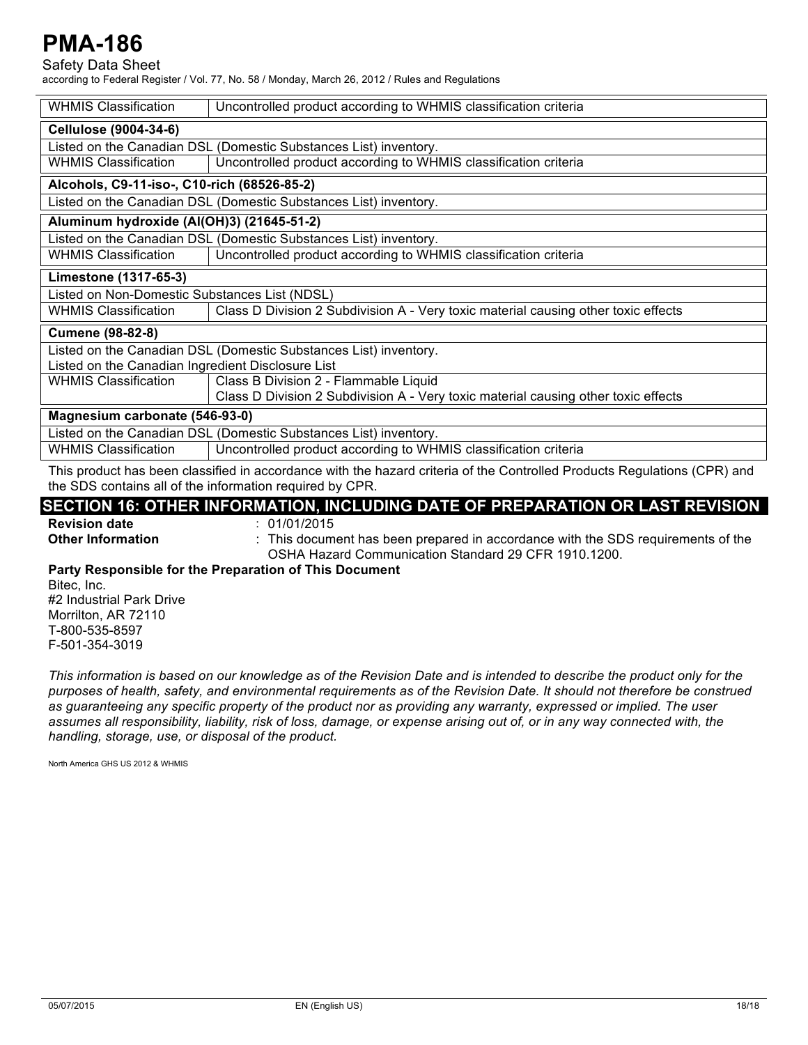| | |
|---|---|
| WHMIS Classification | Uncontrolled product according to WHMIS classification criteria |

| **Cellulose (9004-34-6)** | |
|---|---|
| Listed on the Canadian DSL (Domestic Substances List) inventory. | |
| WHMIS Classification | Uncontrolled product according to WHMIS classification criteria |

| **Alcohols, C9-11-iso-, C10-rich (68526-85-2)** |
|---|
| Listed on the Canadian DSL (Domestic Substances List) inventory. |

| **Aluminum hydroxide (Al(OH)3) (21645-51-2)** | |
|---|---|
| Listed on the Canadian DSL (Domestic Substances List) inventory. | |
| WHMIS Classification | Uncontrolled product according to WHMIS classification criteria |

| **Limestone (1317-65-3)** | |
|---|---|
| Listed on Non-Domestic Substances List (NDSL) | |
| WHMIS Classification | Class D Division 2 Subdivision A - Very toxic material causing other toxic effects |

| **Cumene (98-82-8)** | |
|---|---|
| Listed on the Canadian DSL (Domestic Substances List) inventory.<br>Listed on the Canadian Ingredient Disclosure List | |
| WHMIS Classification | Class B Division 2 - Flammable Liquid<br>Class D Division 2 Subdivision A - Very toxic material causing other toxic effects |

| **Magnesium carbonate (546-93-0)** | |
|---|---|
| Listed on the Canadian DSL (Domestic Substances List) inventory. | |
| WHMIS Classification | Uncontrolled product according to WHMIS classification criteria |

This product has been classified in accordance with the hazard criteria of the Controlled Products Regulations (CPR) and the SDS contains all of the information required by CPR.

## SECTION 16: OTHER INFORMATION, INCLUDING DATE OF PREPARATION OR LAST REVISION

**Revision date** : 01/01/2015

**Other Information** : This document has been prepared in accordance with the SDS requirements of the OSHA Hazard Communication Standard 29 CFR 1910.1200.

**Party Responsible for the Preparation of This Document**

Bitec, Inc.
#2 Industrial Park Drive
Morrilton, AR 72110
T-800-535-8597
F-501-354-3019

*This information is based on our knowledge as of the Revision Date and is intended to describe the product only for the purposes of health, safety, and environmental requirements as of the Revision Date. It should not therefore be construed as guaranteeing any specific property of the product nor as providing any warranty, expressed or implied. The user assumes all responsibility, liability, risk of loss, damage, or expense arising out of, or in any way connected with, the handling, storage, use, or disposal of the product.*

North America GHS US 2012 & WHMIS